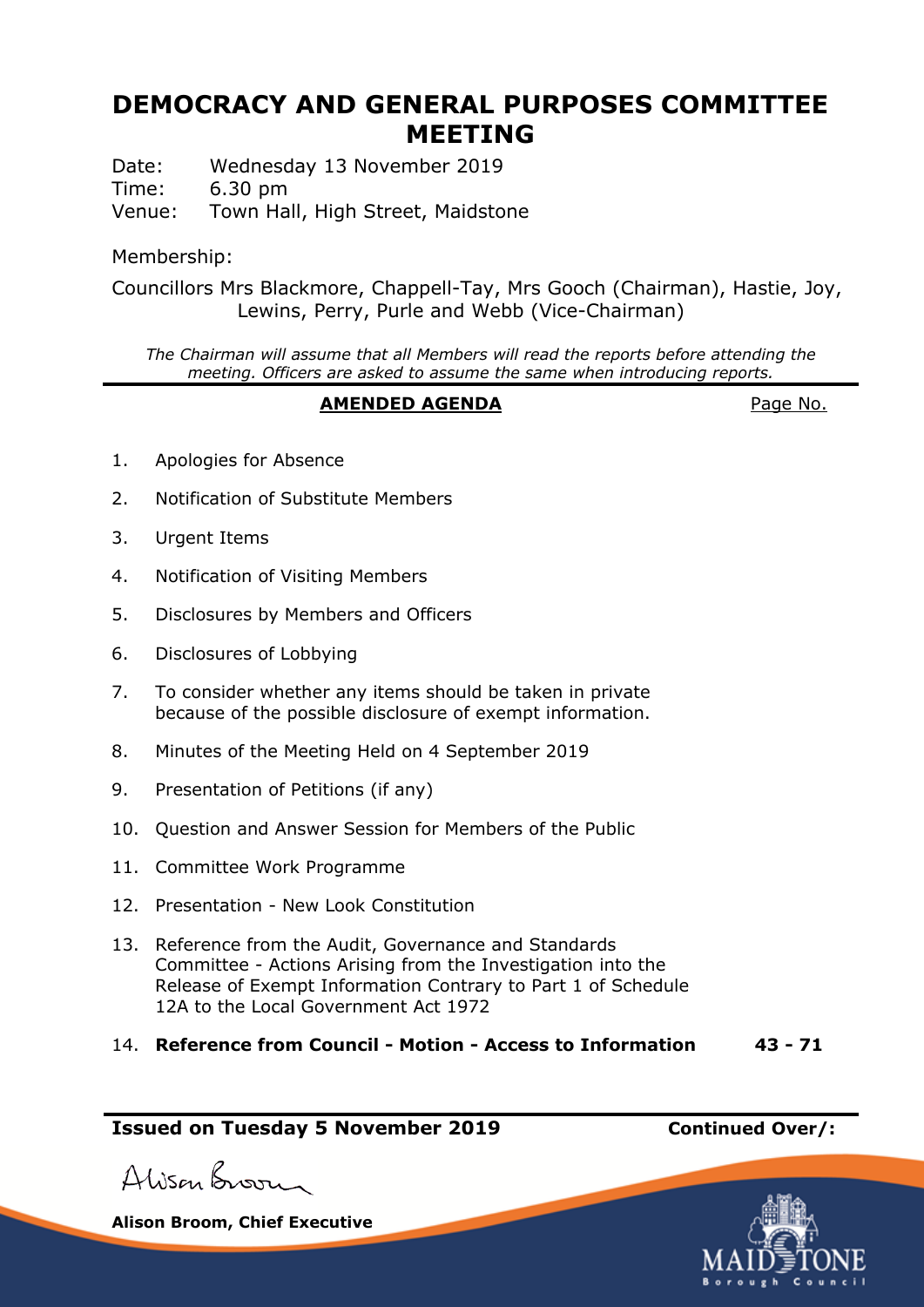# DEMOCRACY AND GENERAL PURPOSES COMMITTEE MEETING

Date: Wednesday 13 November 2019
Time: 6.30 pm
Venue: Town Hall, High Street, Maidstone

Membership:

Councillors Mrs Blackmore, Chappell-Tay, Mrs Gooch (Chairman), Hastie, Joy, Lewins, Perry, Purle and Webb (Vice-Chairman)

*The Chairman will assume that all Members will read the reports before attending the meeting. Officers are asked to assume the same when introducing reports.*

| **AMENDED AGENDA** | Page No. |
|---|---|
| 1. Apologies for Absence | |
| 2. Notification of Substitute Members | |
| 3. Urgent Items | |
| 4. Notification of Visiting Members | |
| 5. Disclosures by Members and Officers | |
| 6. Disclosures of Lobbying | |
| 7. To consider whether any items should be taken in private because of the possible disclosure of exempt information. | |
| 8. Minutes of the Meeting Held on 4 September 2019 | |
| 9. Presentation of Petitions (if any) | |
| 10. Question and Answer Session for Members of the Public | |
| 11. Committee Work Programme | |
| 12. Presentation - New Look Constitution | |
| 13. Reference from the Audit, Governance and Standards Committee - Actions Arising from the Investigation into the Release of Exempt Information Contrary to Part 1 of Schedule 12A to the Local Government Act 1972 | |
| 14. **Reference from Council - Motion - Access to Information** | **43 - 71** |

**Issued on Tuesday 5 November 2019** **Continued Over/:**

Alison Broom

**Alison Broom, Chief Executive**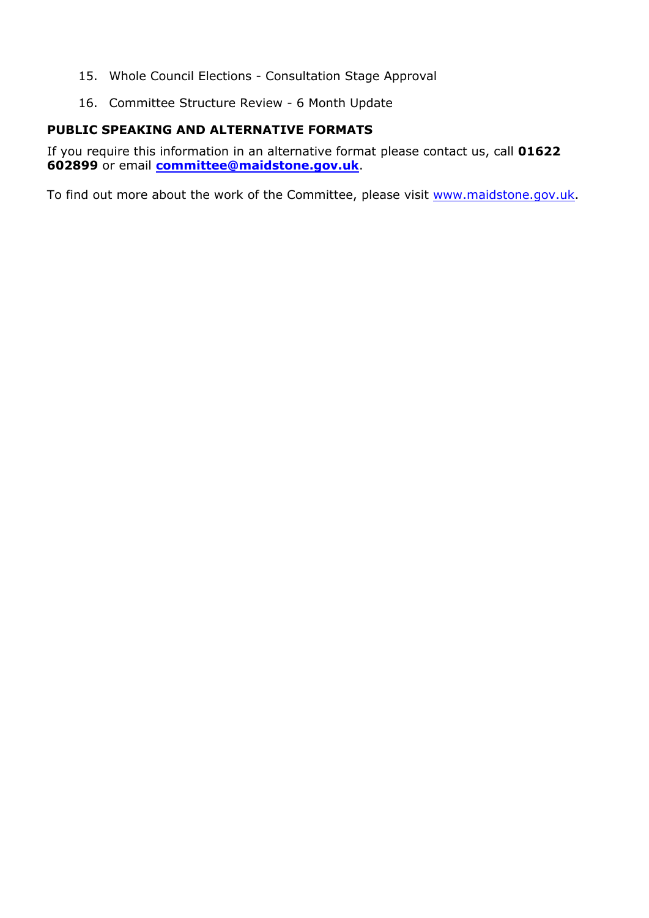15. Whole Council Elections - Consultation Stage Approval

16. Committee Structure Review - 6 Month Update

**PUBLIC SPEAKING AND ALTERNATIVE FORMATS**

If you require this information in an alternative format please contact us, call **01622 602899** or email **committee@maidstone.gov.uk**.

To find out more about the work of the Committee, please visit www.maidstone.gov.uk.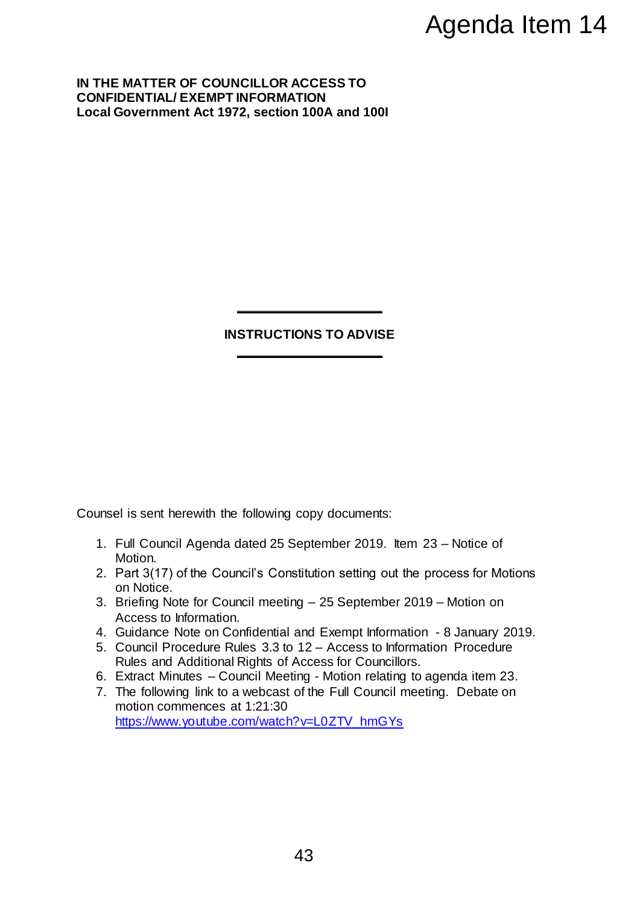Agenda Item 14

**IN THE MATTER OF COUNCILLOR ACCESS TO CONFIDENTIAL/ EXEMPT INFORMATION**
**Local Government Act 1972, section 100A and 100I**

---

**INSTRUCTIONS TO ADVISE**

---

Counsel is sent herewith the following copy documents:

1. Full Council Agenda dated 25 September 2019. Item 23 – Notice of Motion.
2. Part 3(17) of the Council's Constitution setting out the process for Motions on Notice.
3. Briefing Note for Council meeting – 25 September 2019 – Motion on Access to Information.
4. Guidance Note on Confidential and Exempt Information - 8 January 2019.
5. Council Procedure Rules 3.3 to 12 – Access to Information Procedure Rules and Additional Rights of Access for Councillors.
6. Extract Minutes – Council Meeting - Motion relating to agenda item 23.
7. The following link to a webcast of the Full Council meeting. Debate on motion commences at 1:21:30
   https://www.youtube.com/watch?v=L0ZTV_hmGYs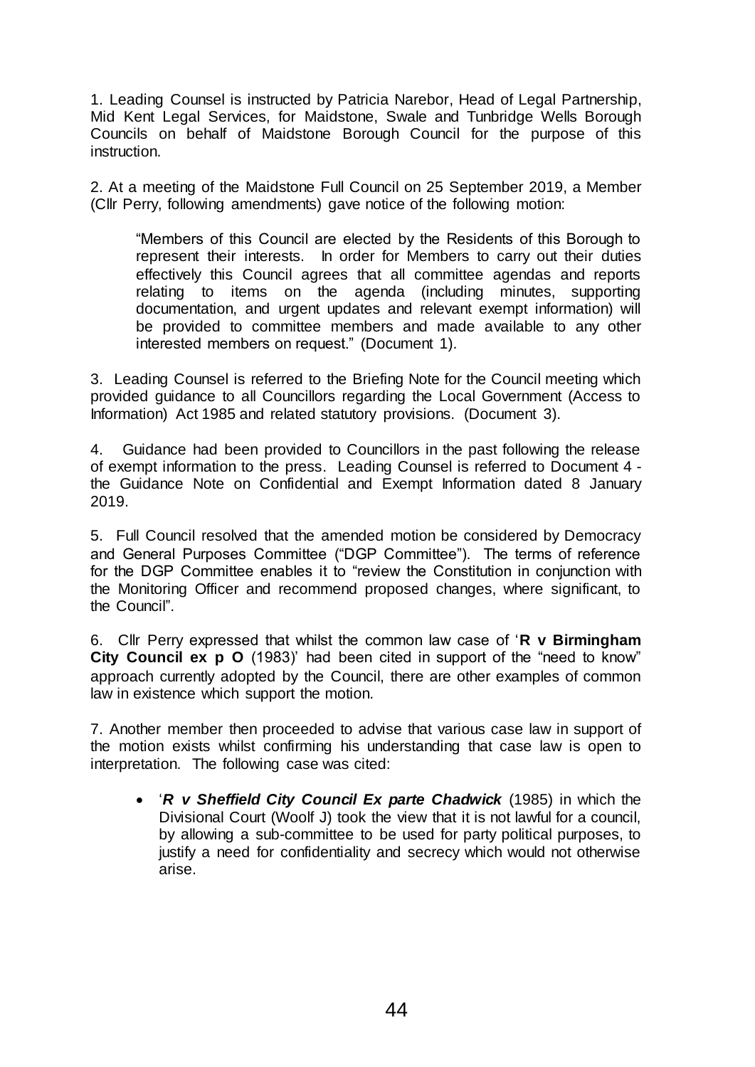1. Leading Counsel is instructed by Patricia Narebor, Head of Legal Partnership, Mid Kent Legal Services, for Maidstone, Swale and Tunbridge Wells Borough Councils on behalf of Maidstone Borough Council for the purpose of this instruction.

2. At a meeting of the Maidstone Full Council on 25 September 2019, a Member (Cllr Perry, following amendments) gave notice of the following motion:

> "Members of this Council are elected by the Residents of this Borough to represent their interests. In order for Members to carry out their duties effectively this Council agrees that all committee agendas and reports relating to items on the agenda (including minutes, supporting documentation, and urgent updates and relevant exempt information) will be provided to committee members and made available to any other interested members on request." (Document 1).

3. Leading Counsel is referred to the Briefing Note for the Council meeting which provided guidance to all Councillors regarding the Local Government (Access to Information) Act 1985 and related statutory provisions. (Document 3).

4. Guidance had been provided to Councillors in the past following the release of exempt information to the press. Leading Counsel is referred to Document 4 - the Guidance Note on Confidential and Exempt Information dated 8 January 2019.

5. Full Council resolved that the amended motion be considered by Democracy and General Purposes Committee ("DGP Committee"). The terms of reference for the DGP Committee enables it to "review the Constitution in conjunction with the Monitoring Officer and recommend proposed changes, where significant, to the Council".

6. Cllr Perry expressed that whilst the common law case of '**R v Birmingham City Council ex p O** (1983)' had been cited in support of the "need to know" approach currently adopted by the Council, there are other examples of common law in existence which support the motion.

7. Another member then proceeded to advise that various case law in support of the motion exists whilst confirming his understanding that case law is open to interpretation. The following case was cited:

- '***R v Sheffield City Council Ex parte Chadwick*** (1985) in which the Divisional Court (Woolf J) took the view that it is not lawful for a council, by allowing a sub-committee to be used for party political purposes, to justify a need for confidentiality and secrecy which would not otherwise arise.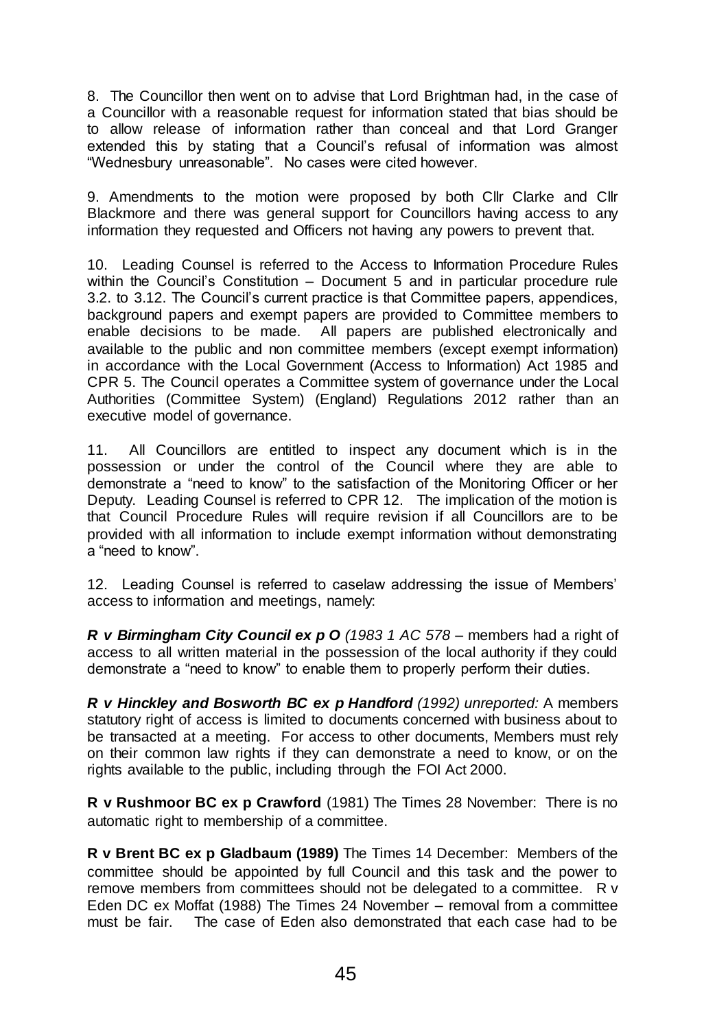8. The Councillor then went on to advise that Lord Brightman had, in the case of a Councillor with a reasonable request for information stated that bias should be to allow release of information rather than conceal and that Lord Granger extended this by stating that a Council's refusal of information was almost "Wednesbury unreasonable". No cases were cited however.

9. Amendments to the motion were proposed by both Cllr Clarke and Cllr Blackmore and there was general support for Councillors having access to any information they requested and Officers not having any powers to prevent that.

10. Leading Counsel is referred to the Access to Information Procedure Rules within the Council's Constitution – Document 5 and in particular procedure rule 3.2. to 3.12. The Council's current practice is that Committee papers, appendices, background papers and exempt papers are provided to Committee members to enable decisions to be made. All papers are published electronically and available to the public and non committee members (except exempt information) in accordance with the Local Government (Access to Information) Act 1985 and CPR 5. The Council operates a Committee system of governance under the Local Authorities (Committee System) (England) Regulations 2012 rather than an executive model of governance.

11. All Councillors are entitled to inspect any document which is in the possession or under the control of the Council where they are able to demonstrate a "need to know" to the satisfaction of the Monitoring Officer or her Deputy. Leading Counsel is referred to CPR 12. The implication of the motion is that Council Procedure Rules will require revision if all Councillors are to be provided with all information to include exempt information without demonstrating a "need to know".

12. Leading Counsel is referred to caselaw addressing the issue of Members' access to information and meetings, namely:

***R v Birmingham City Council ex p O*** *(1983 1 AC 578* – members had a right of access to all written material in the possession of the local authority if they could demonstrate a "need to know" to enable them to properly perform their duties.

***R v Hinckley and Bosworth BC ex p Handford*** *(1992) unreported:* A members statutory right of access is limited to documents concerned with business about to be transacted at a meeting. For access to other documents, Members must rely on their common law rights if they can demonstrate a need to know, or on the rights available to the public, including through the FOI Act 2000.

**R v Rushmoor BC ex p Crawford** (1981) The Times 28 November: There is no automatic right to membership of a committee.

**R v Brent BC ex p Gladbaum (1989)** The Times 14 December: Members of the committee should be appointed by full Council and this task and the power to remove members from committees should not be delegated to a committee. R v Eden DC ex Moffat (1988) The Times 24 November – removal from a committee must be fair. The case of Eden also demonstrated that each case had to be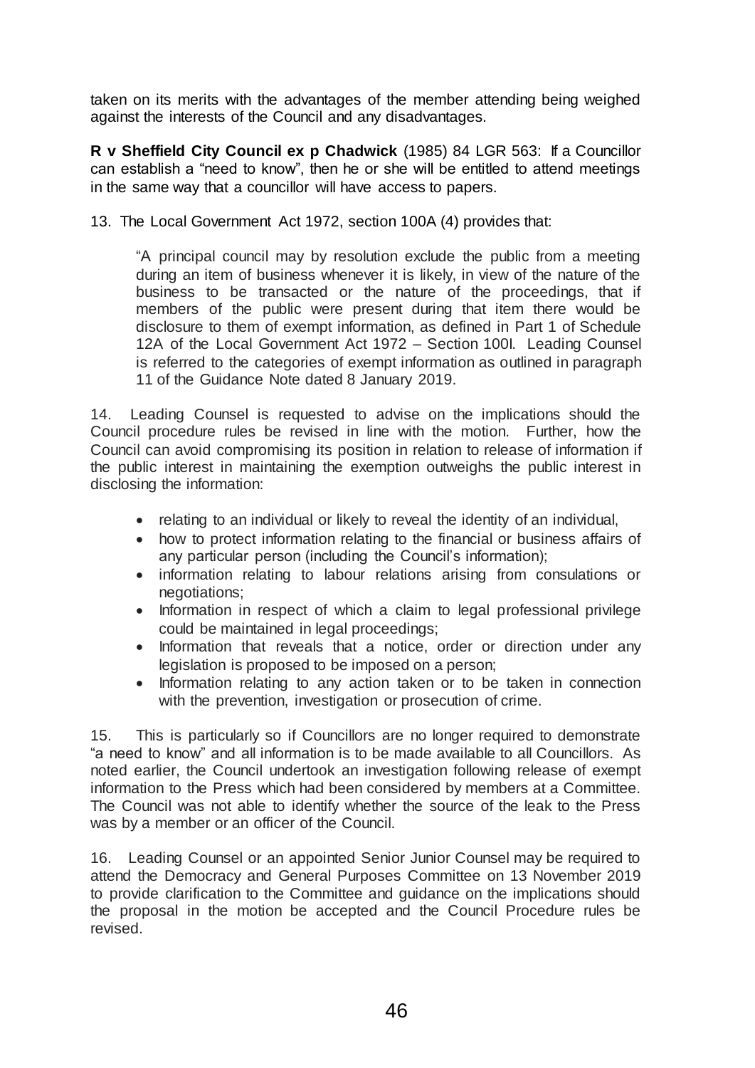taken on its merits with the advantages of the member attending being weighed against the interests of the Council and any disadvantages.

**R v Sheffield City Council ex p Chadwick** (1985) 84 LGR 563: If a Councillor can establish a "need to know", then he or she will be entitled to attend meetings in the same way that a councillor will have access to papers.

13. The Local Government Act 1972, section 100A (4) provides that:

> "A principal council may by resolution exclude the public from a meeting during an item of business whenever it is likely, in view of the nature of the business to be transacted or the nature of the proceedings, that if members of the public were present during that item there would be disclosure to them of exempt information, as defined in Part 1 of Schedule 12A of the Local Government Act 1972 – Section 100I. Leading Counsel is referred to the categories of exempt information as outlined in paragraph 11 of the Guidance Note dated 8 January 2019.

14. Leading Counsel is requested to advise on the implications should the Council procedure rules be revised in line with the motion. Further, how the Council can avoid compromising its position in relation to release of information if the public interest in maintaining the exemption outweighs the public interest in disclosing the information:

- relating to an individual or likely to reveal the identity of an individual,
- how to protect information relating to the financial or business affairs of any particular person (including the Council's information);
- information relating to labour relations arising from consulations or negotiations;
- Information in respect of which a claim to legal professional privilege could be maintained in legal proceedings;
- Information that reveals that a notice, order or direction under any legislation is proposed to be imposed on a person;
- Information relating to any action taken or to be taken in connection with the prevention, investigation or prosecution of crime.

15. This is particularly so if Councillors are no longer required to demonstrate "a need to know" and all information is to be made available to all Councillors. As noted earlier, the Council undertook an investigation following release of exempt information to the Press which had been considered by members at a Committee. The Council was not able to identify whether the source of the leak to the Press was by a member or an officer of the Council.

16. Leading Counsel or an appointed Senior Junior Counsel may be required to attend the Democracy and General Purposes Committee on 13 November 2019 to provide clarification to the Committee and guidance on the implications should the proposal in the motion be accepted and the Council Procedure rules be revised.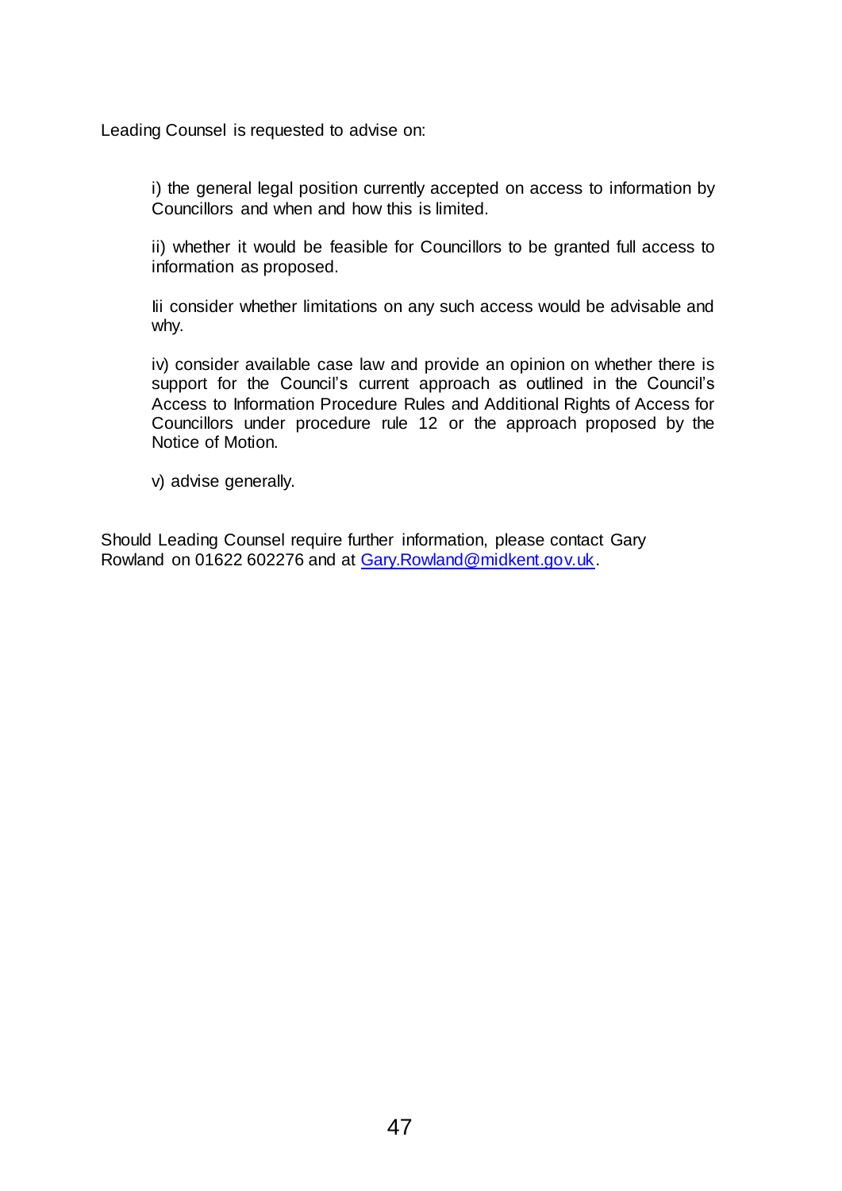Leading Counsel is requested to advise on:

i) the general legal position currently accepted on access to information by Councillors and when and how this is limited.

ii) whether it would be feasible for Councillors to be granted full access to information as proposed.

Iii consider whether limitations on any such access would be advisable and why.

iv) consider available case law and provide an opinion on whether there is support for the Council's current approach as outlined in the Council's Access to Information Procedure Rules and Additional Rights of Access for Councillors under procedure rule 12 or the approach proposed by the Notice of Motion.

v) advise generally.

Should Leading Counsel require further information, please contact Gary Rowland on 01622 602276 and at Gary.Rowland@midkent.gov.uk.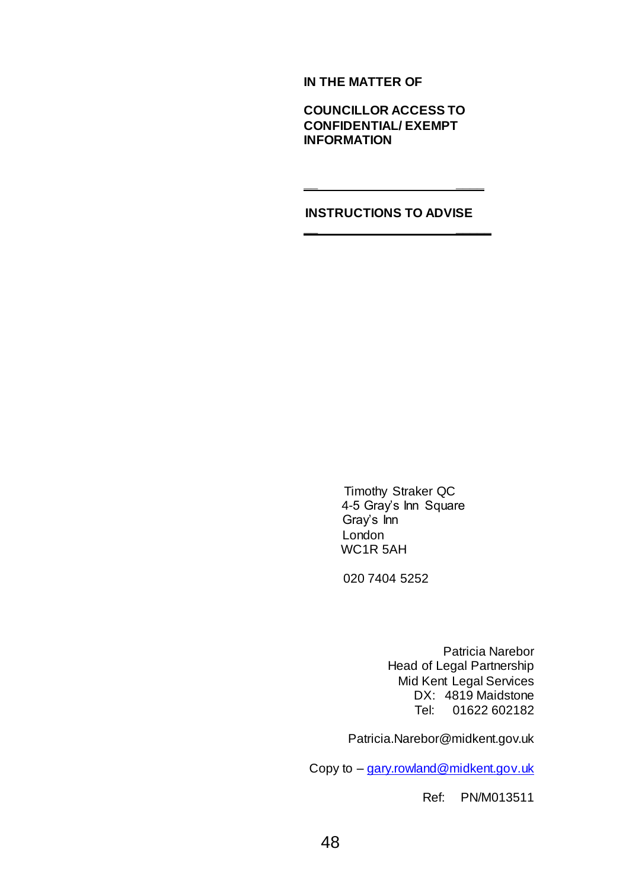**IN THE MATTER OF**

**COUNCILLOR ACCESS TO CONFIDENTIAL/ EXEMPT INFORMATION**

---

**INSTRUCTIONS TO ADVISE**

---

Timothy Straker QC
4-5 Gray's Inn Square
Gray's Inn
London
WC1R 5AH

020 7404 5252

Patricia Narebor
Head of Legal Partnership
Mid Kent Legal Services
DX: 4819 Maidstone
Tel: 01622 602182

Patricia.Narebor@midkent.gov.uk

Copy to – gary.rowland@midkent.gov.uk

Ref: PN/M013511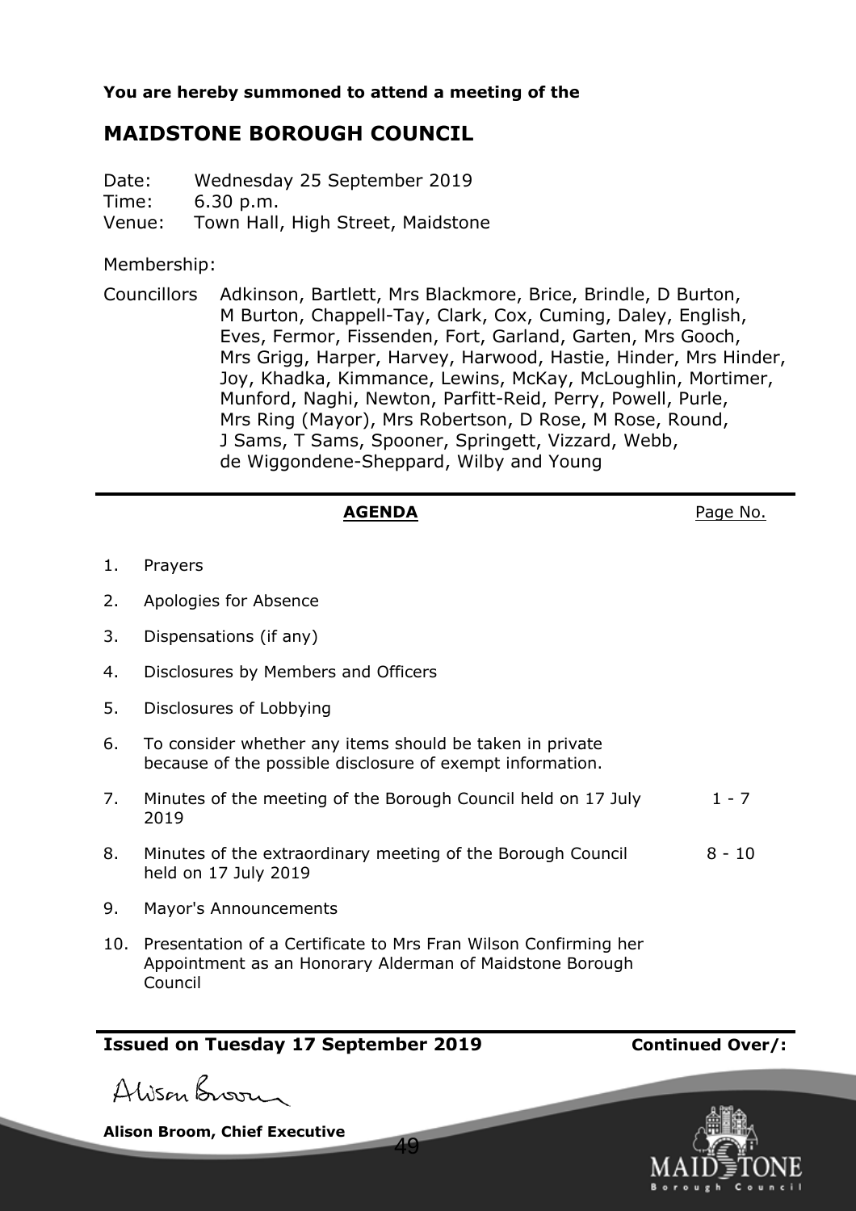**You are hereby summoned to attend a meeting of the**

## MAIDSTONE BOROUGH COUNCIL

Date: Wednesday 25 September 2019
Time: 6.30 p.m.
Venue: Town Hall, High Street, Maidstone

Membership:

Councillors Adkinson, Bartlett, Mrs Blackmore, Brice, Brindle, D Burton, M Burton, Chappell-Tay, Clark, Cox, Cuming, Daley, English, Eves, Fermor, Fissenden, Fort, Garland, Garten, Mrs Gooch, Mrs Grigg, Harper, Harvey, Harwood, Hastie, Hinder, Mrs Hinder, Joy, Khadka, Kimmance, Lewins, McKay, McLoughlin, Mortimer, Munford, Naghi, Newton, Parfitt-Reid, Perry, Powell, Purle, Mrs Ring (Mayor), Mrs Robertson, D Rose, M Rose, Round, J Sams, T Sams, Spooner, Springett, Vizzard, Webb, de Wiggondene-Sheppard, Wilby and Young

**AGENDA** — Page No.

| | | Page No. |
|---|---|---|
| 1. | Prayers | |
| 2. | Apologies for Absence | |
| 3. | Dispensations (if any) | |
| 4. | Disclosures by Members and Officers | |
| 5. | Disclosures of Lobbying | |
| 6. | To consider whether any items should be taken in private because of the possible disclosure of exempt information. | |
| 7. | Minutes of the meeting of the Borough Council held on 17 July 2019 | 1 - 7 |
| 8. | Minutes of the extraordinary meeting of the Borough Council held on 17 July 2019 | 8 - 10 |
| 9. | Mayor's Announcements | |
| 10. | Presentation of a Certificate to Mrs Fran Wilson Confirming her Appointment as an Honorary Alderman of Maidstone Borough Council | |

**Issued on Tuesday 17 September 2019** **Continued Over/:**

Alison Broom

**Alison Broom, Chief Executive**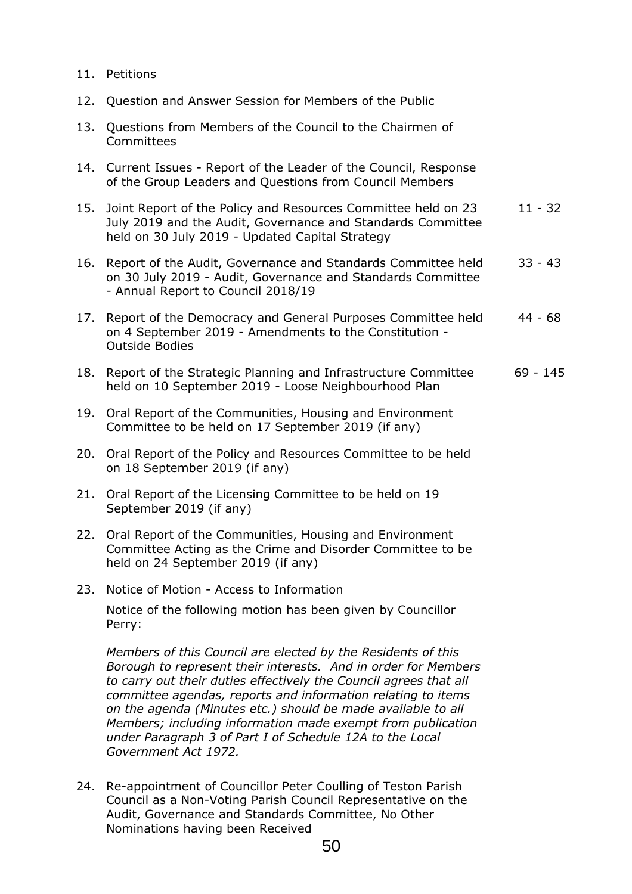11. Petitions

12. Question and Answer Session for Members of the Public

13. Questions from Members of the Council to the Chairmen of Committees

14. Current Issues - Report of the Leader of the Council, Response of the Group Leaders and Questions from Council Members

15. Joint Report of the Policy and Resources Committee held on 23 July 2019 and the Audit, Governance and Standards Committee held on 30 July 2019 - Updated Capital Strategy — 11 - 32

16. Report of the Audit, Governance and Standards Committee held on 30 July 2019 - Audit, Governance and Standards Committee - Annual Report to Council 2018/19 — 33 - 43

17. Report of the Democracy and General Purposes Committee held on 4 September 2019 - Amendments to the Constitution - Outside Bodies — 44 - 68

18. Report of the Strategic Planning and Infrastructure Committee held on 10 September 2019 - Loose Neighbourhood Plan — 69 - 145

19. Oral Report of the Communities, Housing and Environment Committee to be held on 17 September 2019 (if any)

20. Oral Report of the Policy and Resources Committee to be held on 18 September 2019 (if any)

21. Oral Report of the Licensing Committee to be held on 19 September 2019 (if any)

22. Oral Report of the Communities, Housing and Environment Committee Acting as the Crime and Disorder Committee to be held on 24 September 2019 (if any)

23. Notice of Motion - Access to Information

    Notice of the following motion has been given by Councillor Perry:

    *Members of this Council are elected by the Residents of this Borough to represent their interests. And in order for Members to carry out their duties effectively the Council agrees that all committee agendas, reports and information relating to items on the agenda (Minutes etc.) should be made available to all Members; including information made exempt from publication under Paragraph 3 of Part I of Schedule 12A to the Local Government Act 1972.*

24. Re-appointment of Councillor Peter Coulling of Teston Parish Council as a Non-Voting Parish Council Representative on the Audit, Governance and Standards Committee, No Other Nominations having been Received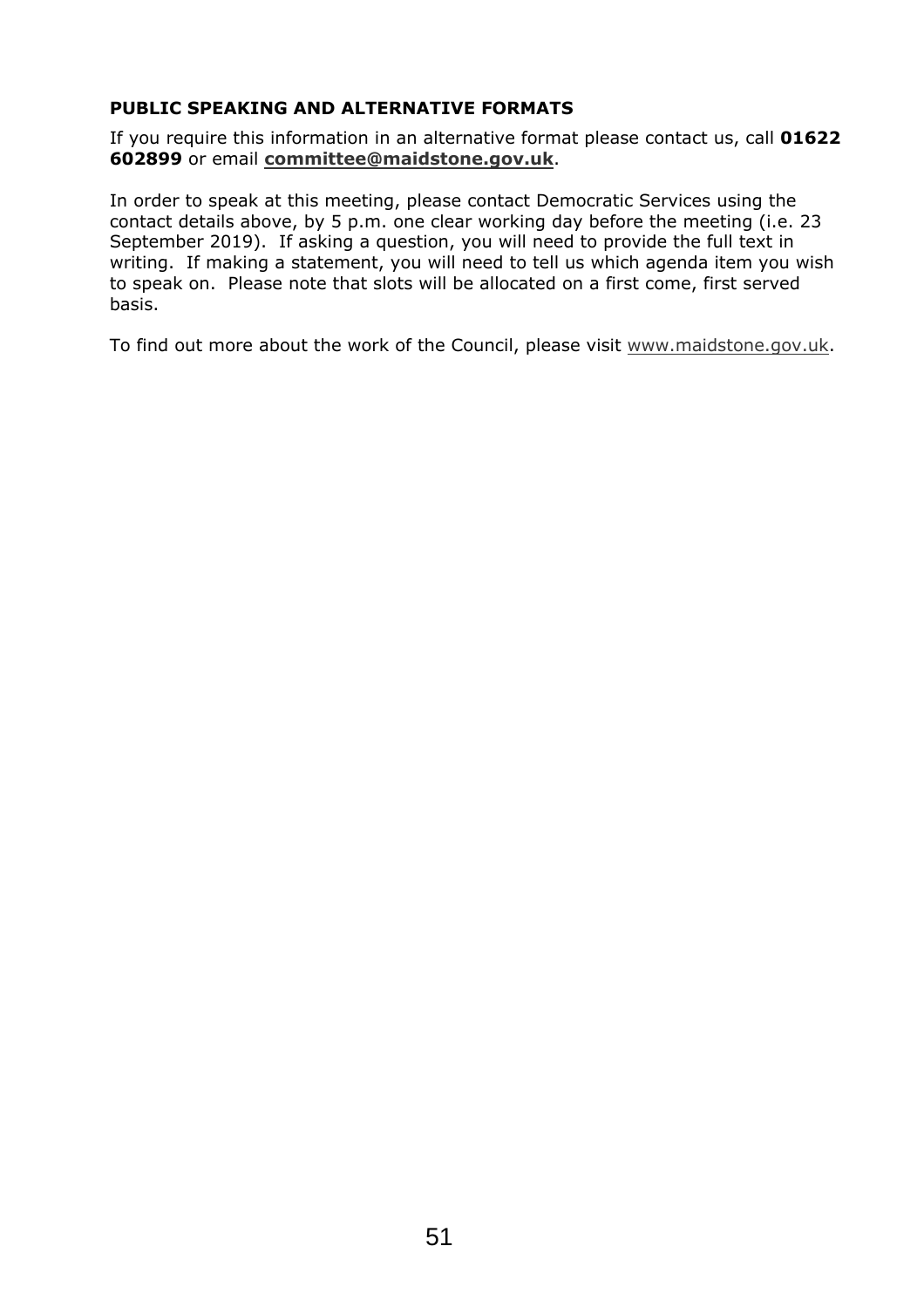**PUBLIC SPEAKING AND ALTERNATIVE FORMATS**

If you require this information in an alternative format please contact us, call **01622 602899** or email **committee@maidstone.gov.uk**.

In order to speak at this meeting, please contact Democratic Services using the contact details above, by 5 p.m. one clear working day before the meeting (i.e. 23 September 2019). If asking a question, you will need to provide the full text in writing. If making a statement, you will need to tell us which agenda item you wish to speak on. Please note that slots will be allocated on a first come, first served basis.

To find out more about the work of the Council, please visit www.maidstone.gov.uk.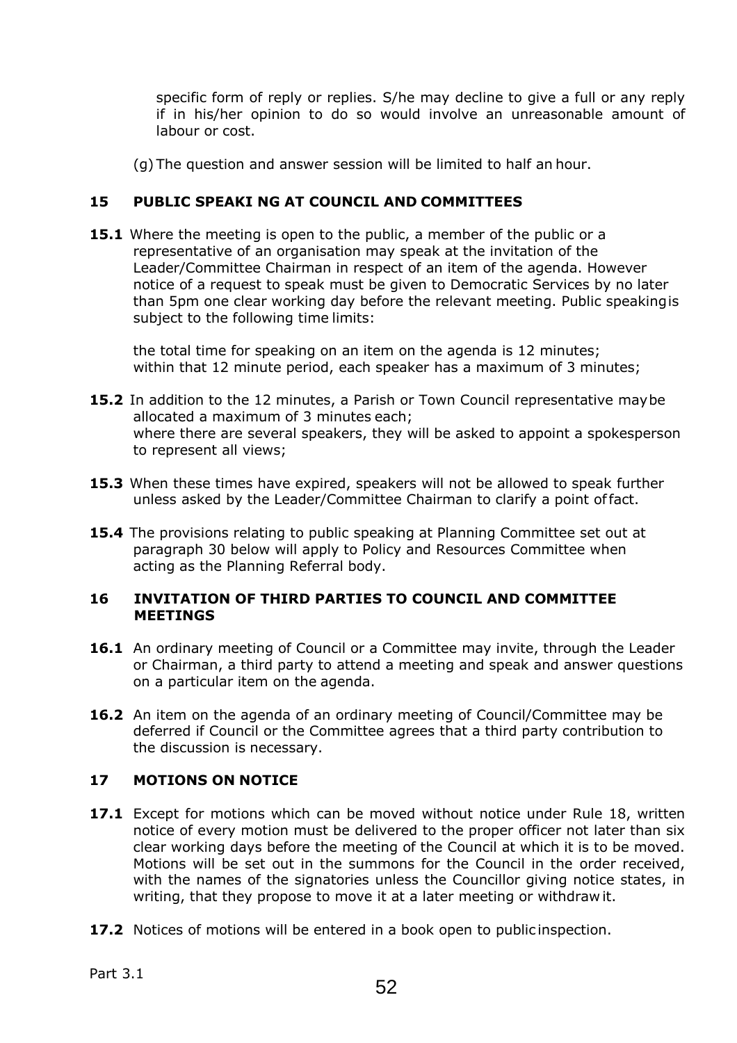specific form of reply or replies. S/he may decline to give a full or any reply if in his/her opinion to do so would involve an unreasonable amount of labour or cost.

(g) The question and answer session will be limited to half an hour.

## 15 PUBLIC SPEAKING AT COUNCIL AND COMMITTEES

**15.1** Where the meeting is open to the public, a member of the public or a representative of an organisation may speak at the invitation of the Leader/Committee Chairman in respect of an item of the agenda. However notice of a request to speak must be given to Democratic Services by no later than 5pm one clear working day before the relevant meeting. Public speaking is subject to the following time limits:

the total time for speaking on an item on the agenda is 12 minutes;
within that 12 minute period, each speaker has a maximum of 3 minutes;

**15.2** In addition to the 12 minutes, a Parish or Town Council representative may be allocated a maximum of 3 minutes each;
where there are several speakers, they will be asked to appoint a spokesperson to represent all views;

**15.3** When these times have expired, speakers will not be allowed to speak further unless asked by the Leader/Committee Chairman to clarify a point of fact.

**15.4** The provisions relating to public speaking at Planning Committee set out at paragraph 30 below will apply to Policy and Resources Committee when acting as the Planning Referral body.

## 16 INVITATION OF THIRD PARTIES TO COUNCIL AND COMMITTEE MEETINGS

**16.1** An ordinary meeting of Council or a Committee may invite, through the Leader or Chairman, a third party to attend a meeting and speak and answer questions on a particular item on the agenda.

**16.2** An item on the agenda of an ordinary meeting of Council/Committee may be deferred if Council or the Committee agrees that a third party contribution to the discussion is necessary.

## 17 MOTIONS ON NOTICE

**17.1** Except for motions which can be moved without notice under Rule 18, written notice of every motion must be delivered to the proper officer not later than six clear working days before the meeting of the Council at which it is to be moved. Motions will be set out in the summons for the Council in the order received, with the names of the signatories unless the Councillor giving notice states, in writing, that they propose to move it at a later meeting or withdraw it.

**17.2** Notices of motions will be entered in a book open to public inspection.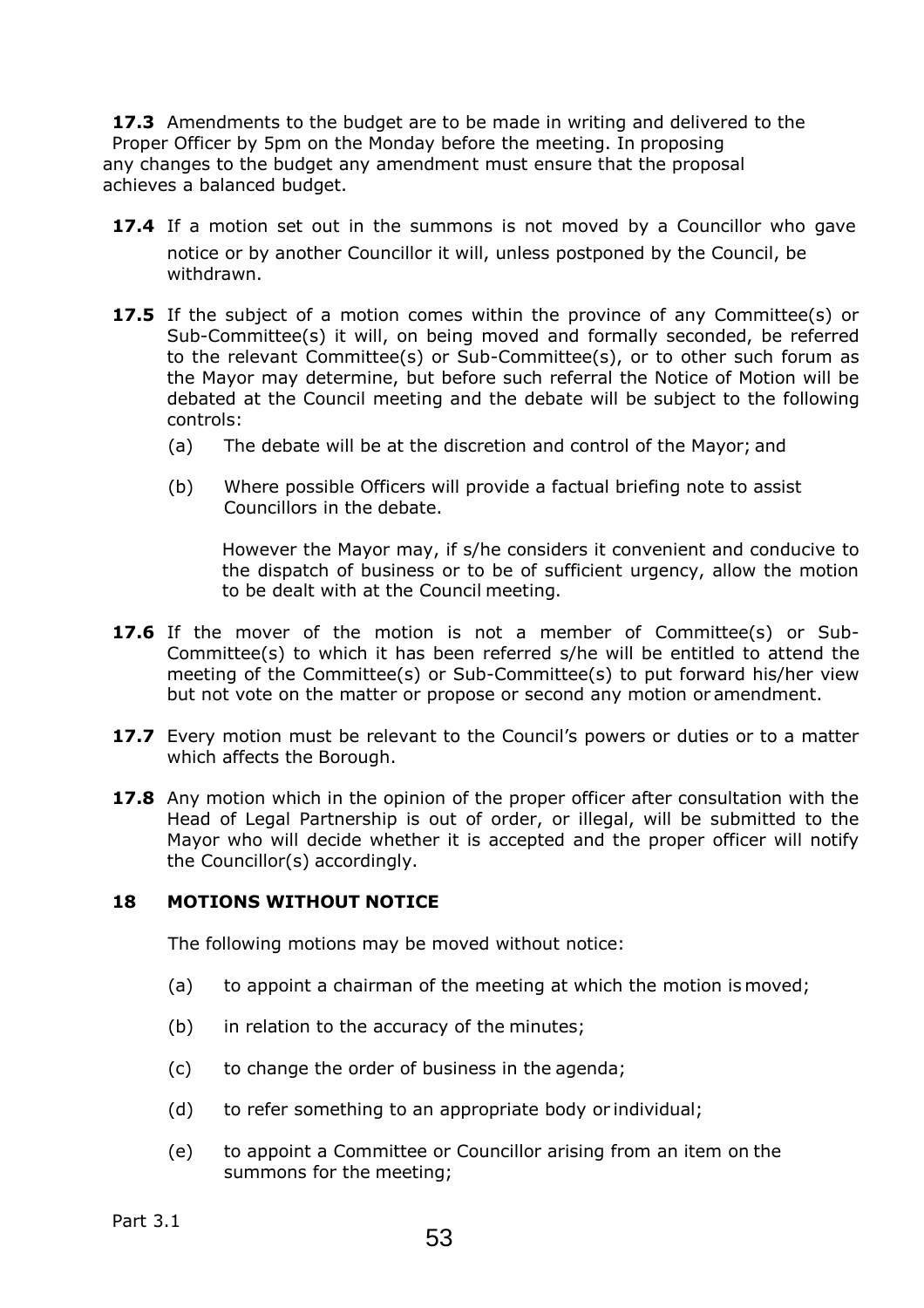**17.3** Amendments to the budget are to be made in writing and delivered to the Proper Officer by 5pm on the Monday before the meeting. In proposing any changes to the budget any amendment must ensure that the proposal achieves a balanced budget.

**17.4** If a motion set out in the summons is not moved by a Councillor who gave notice or by another Councillor it will, unless postponed by the Council, be withdrawn.

**17.5** If the subject of a motion comes within the province of any Committee(s) or Sub-Committee(s) it will, on being moved and formally seconded, be referred to the relevant Committee(s) or Sub-Committee(s), or to other such forum as the Mayor may determine, but before such referral the Notice of Motion will be debated at the Council meeting and the debate will be subject to the following controls:

(a) The debate will be at the discretion and control of the Mayor; and

(b) Where possible Officers will provide a factual briefing note to assist Councillors in the debate.

However the Mayor may, if s/he considers it convenient and conducive to the dispatch of business or to be of sufficient urgency, allow the motion to be dealt with at the Council meeting.

**17.6** If the mover of the motion is not a member of Committee(s) or Sub-Committee(s) to which it has been referred s/he will be entitled to attend the meeting of the Committee(s) or Sub-Committee(s) to put forward his/her view but not vote on the matter or propose or second any motion or amendment.

**17.7** Every motion must be relevant to the Council's powers or duties or to a matter which affects the Borough.

**17.8** Any motion which in the opinion of the proper officer after consultation with the Head of Legal Partnership is out of order, or illegal, will be submitted to the Mayor who will decide whether it is accepted and the proper officer will notify the Councillor(s) accordingly.

## 18 MOTIONS WITHOUT NOTICE

The following motions may be moved without notice:

(a) to appoint a chairman of the meeting at which the motion is moved;

(b) in relation to the accuracy of the minutes;

(c) to change the order of business in the agenda;

(d) to refer something to an appropriate body or individual;

(e) to appoint a Committee or Councillor arising from an item on the summons for the meeting;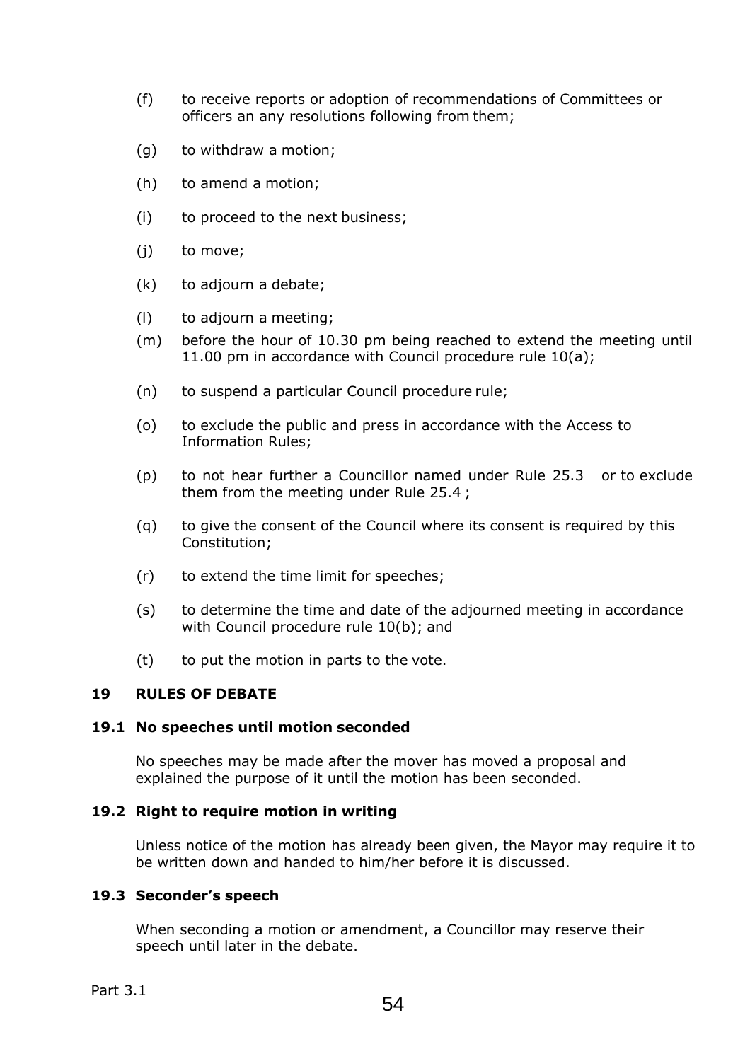(f) to receive reports or adoption of recommendations of Committees or officers an any resolutions following from them;

(g) to withdraw a motion;

(h) to amend a motion;

(i) to proceed to the next business;

(j) to move;

(k) to adjourn a debate;

(l) to adjourn a meeting;

(m) before the hour of 10.30 pm being reached to extend the meeting until 11.00 pm in accordance with Council procedure rule 10(a);

(n) to suspend a particular Council procedure rule;

(o) to exclude the public and press in accordance with the Access to Information Rules;

(p) to not hear further a Councillor named under Rule 25.3 or to exclude them from the meeting under Rule 25.4 ;

(q) to give the consent of the Council where its consent is required by this Constitution;

(r) to extend the time limit for speeches;

(s) to determine the time and date of the adjourned meeting in accordance with Council procedure rule 10(b); and

(t) to put the motion in parts to the vote.

## 19 RULES OF DEBATE

### 19.1 No speeches until motion seconded

No speeches may be made after the mover has moved a proposal and explained the purpose of it until the motion has been seconded.

### 19.2 Right to require motion in writing

Unless notice of the motion has already been given, the Mayor may require it to be written down and handed to him/her before it is discussed.

### 19.3 Seconder's speech

When seconding a motion or amendment, a Councillor may reserve their speech until later in the debate.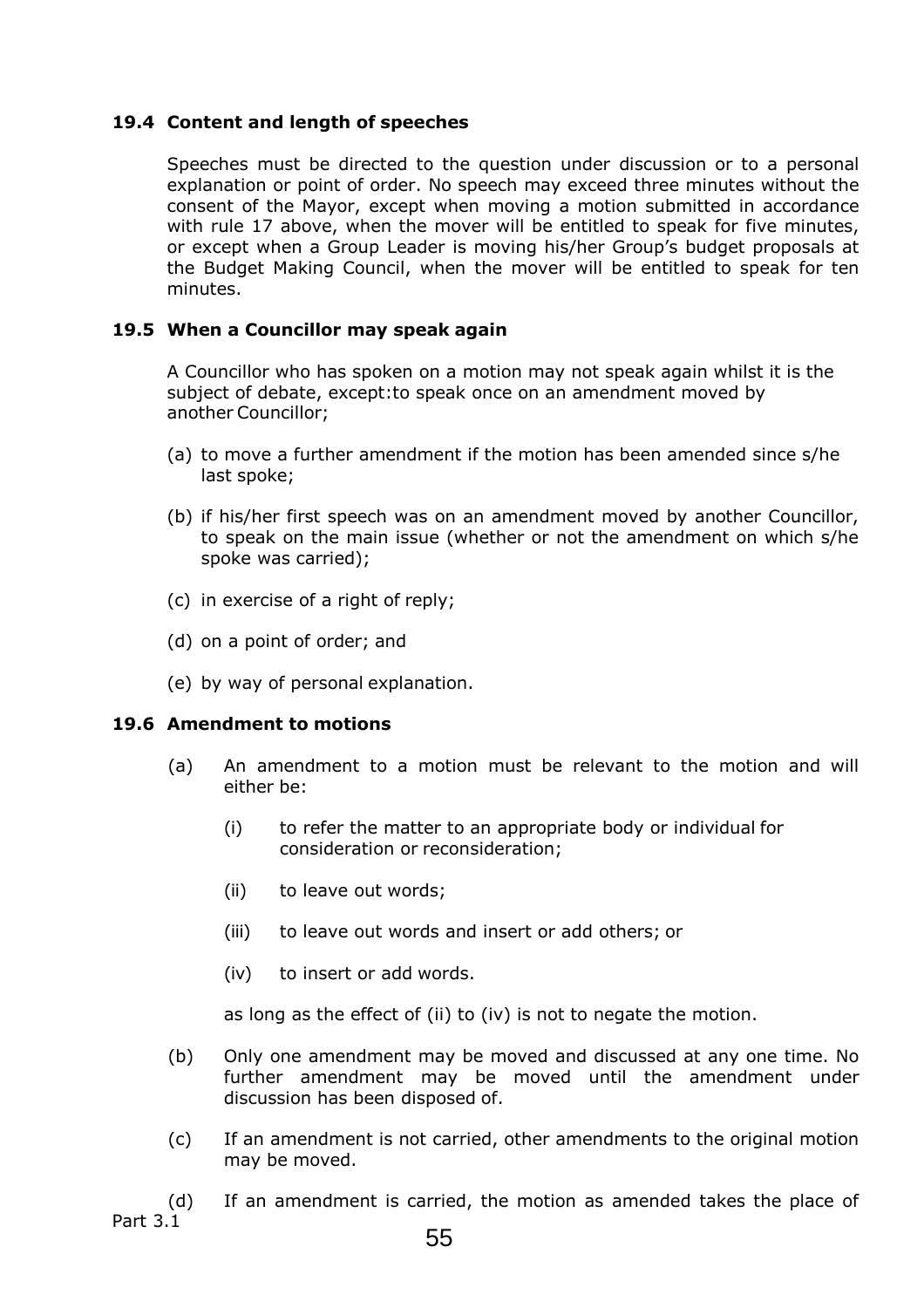### 19.4 Content and length of speeches

Speeches must be directed to the question under discussion or to a personal explanation or point of order. No speech may exceed three minutes without the consent of the Mayor, except when moving a motion submitted in accordance with rule 17 above, when the mover will be entitled to speak for five minutes, or except when a Group Leader is moving his/her Group's budget proposals at the Budget Making Council, when the mover will be entitled to speak for ten minutes.

### 19.5 When a Councillor may speak again

A Councillor who has spoken on a motion may not speak again whilst it is the subject of debate, except:to speak once on an amendment moved by another Councillor;

(a) to move a further amendment if the motion has been amended since s/he last spoke;

(b) if his/her first speech was on an amendment moved by another Councillor, to speak on the main issue (whether or not the amendment on which s/he spoke was carried);

(c) in exercise of a right of reply;

(d) on a point of order; and

(e) by way of personal explanation.

### 19.6 Amendment to motions

(a) An amendment to a motion must be relevant to the motion and will either be:

(i) to refer the matter to an appropriate body or individual for consideration or reconsideration;

(ii) to leave out words;

(iii) to leave out words and insert or add others; or

(iv) to insert or add words.

as long as the effect of (ii) to (iv) is not to negate the motion.

(b) Only one amendment may be moved and discussed at any one time. No further amendment may be moved until the amendment under discussion has been disposed of.

(c) If an amendment is not carried, other amendments to the original motion may be moved.

(d) If an amendment is carried, the motion as amended takes the place of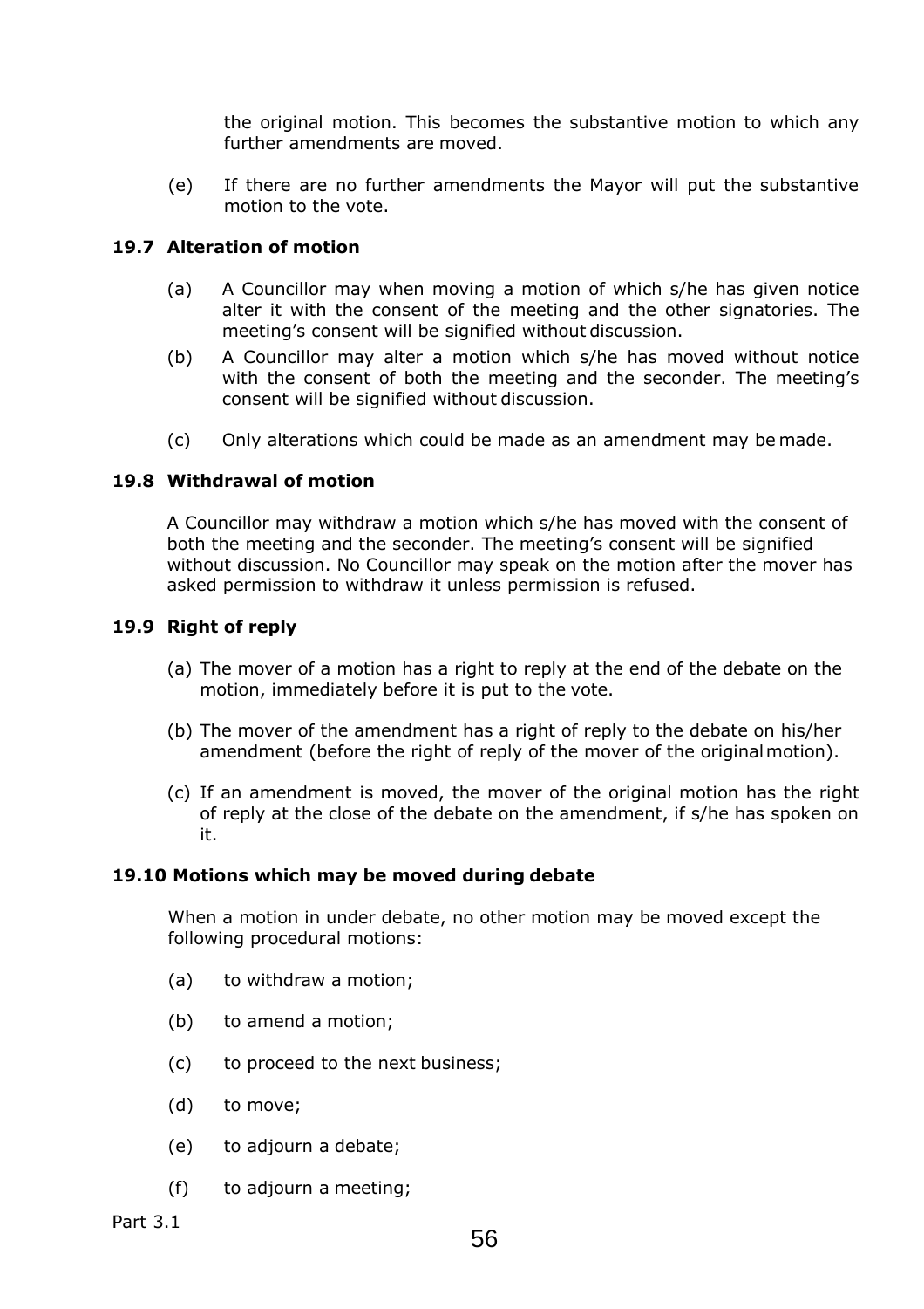the original motion. This becomes the substantive motion to which any further amendments are moved.

(e) If there are no further amendments the Mayor will put the substantive motion to the vote.

### 19.7 Alteration of motion

(a) A Councillor may when moving a motion of which s/he has given notice alter it with the consent of the meeting and the other signatories. The meeting's consent will be signified without discussion.

(b) A Councillor may alter a motion which s/he has moved without notice with the consent of both the meeting and the seconder. The meeting's consent will be signified without discussion.

(c) Only alterations which could be made as an amendment may be made.

### 19.8 Withdrawal of motion

A Councillor may withdraw a motion which s/he has moved with the consent of both the meeting and the seconder. The meeting's consent will be signified without discussion. No Councillor may speak on the motion after the mover has asked permission to withdraw it unless permission is refused.

### 19.9 Right of reply

(a) The mover of a motion has a right to reply at the end of the debate on the motion, immediately before it is put to the vote.

(b) The mover of the amendment has a right of reply to the debate on his/her amendment (before the right of reply of the mover of the original motion).

(c) If an amendment is moved, the mover of the original motion has the right of reply at the close of the debate on the amendment, if s/he has spoken on it.

### 19.10 Motions which may be moved during debate

When a motion in under debate, no other motion may be moved except the following procedural motions:

(a) to withdraw a motion;

(b) to amend a motion;

(c) to proceed to the next business;

(d) to move;

(e) to adjourn a debate;

(f) to adjourn a meeting;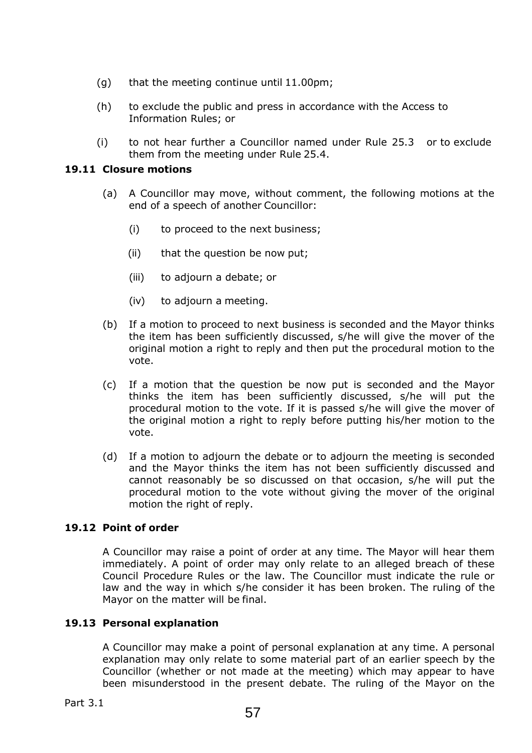(g) that the meeting continue until 11.00pm;

(h) to exclude the public and press in accordance with the Access to Information Rules; or

(i) to not hear further a Councillor named under Rule 25.3 or to exclude them from the meeting under Rule 25.4.

### 19.11 Closure motions

(a) A Councillor may move, without comment, the following motions at the end of a speech of another Councillor:

(i) to proceed to the next business;

(ii) that the question be now put;

(iii) to adjourn a debate; or

(iv) to adjourn a meeting.

(b) If a motion to proceed to next business is seconded and the Mayor thinks the item has been sufficiently discussed, s/he will give the mover of the original motion a right to reply and then put the procedural motion to the vote.

(c) If a motion that the question be now put is seconded and the Mayor thinks the item has been sufficiently discussed, s/he will put the procedural motion to the vote. If it is passed s/he will give the mover of the original motion a right to reply before putting his/her motion to the vote.

(d) If a motion to adjourn the debate or to adjourn the meeting is seconded and the Mayor thinks the item has not been sufficiently discussed and cannot reasonably be so discussed on that occasion, s/he will put the procedural motion to the vote without giving the mover of the original motion the right of reply.

### 19.12 Point of order

A Councillor may raise a point of order at any time. The Mayor will hear them immediately. A point of order may only relate to an alleged breach of these Council Procedure Rules or the law. The Councillor must indicate the rule or law and the way in which s/he consider it has been broken. The ruling of the Mayor on the matter will be final.

### 19.13 Personal explanation

A Councillor may make a point of personal explanation at any time. A personal explanation may only relate to some material part of an earlier speech by the Councillor (whether or not made at the meeting) which may appear to have been misunderstood in the present debate. The ruling of the Mayor on the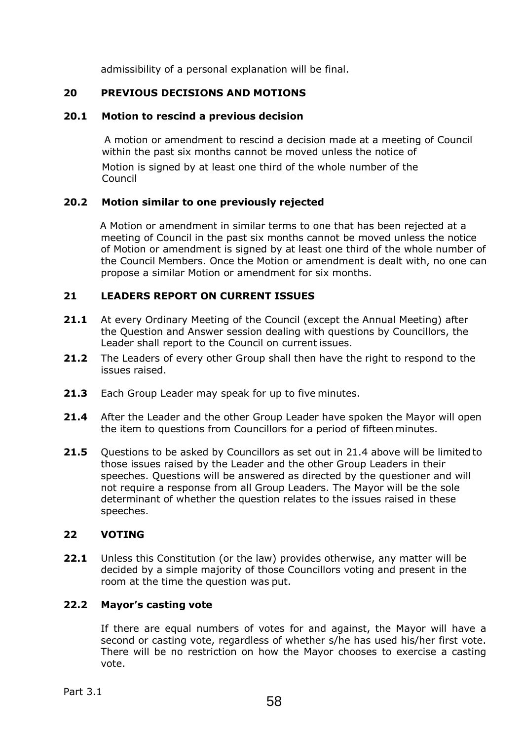admissibility of a personal explanation will be final.

## 20 PREVIOUS DECISIONS AND MOTIONS

### 20.1 Motion to rescind a previous decision

A motion or amendment to rescind a decision made at a meeting of Council within the past six months cannot be moved unless the notice of Motion is signed by at least one third of the whole number of the Council

### 20.2 Motion similar to one previously rejected

A Motion or amendment in similar terms to one that has been rejected at a meeting of Council in the past six months cannot be moved unless the notice of Motion or amendment is signed by at least one third of the whole number of the Council Members. Once the Motion or amendment is dealt with, no one can propose a similar Motion or amendment for six months.

## 21 LEADERS REPORT ON CURRENT ISSUES

**21.1** At every Ordinary Meeting of the Council (except the Annual Meeting) after the Question and Answer session dealing with questions by Councillors, the Leader shall report to the Council on current issues.

**21.2** The Leaders of every other Group shall then have the right to respond to the issues raised.

**21.3** Each Group Leader may speak for up to five minutes.

**21.4** After the Leader and the other Group Leader have spoken the Mayor will open the item to questions from Councillors for a period of fifteen minutes.

**21.5** Questions to be asked by Councillors as set out in 21.4 above will be limited to those issues raised by the Leader and the other Group Leaders in their speeches. Questions will be answered as directed by the questioner and will not require a response from all Group Leaders. The Mayor will be the sole determinant of whether the question relates to the issues raised in these speeches.

## 22 VOTING

**22.1** Unless this Constitution (or the law) provides otherwise, any matter will be decided by a simple majority of those Councillors voting and present in the room at the time the question was put.

### 22.2 Mayor's casting vote

If there are equal numbers of votes for and against, the Mayor will have a second or casting vote, regardless of whether s/he has used his/her first vote. There will be no restriction on how the Mayor chooses to exercise a casting vote.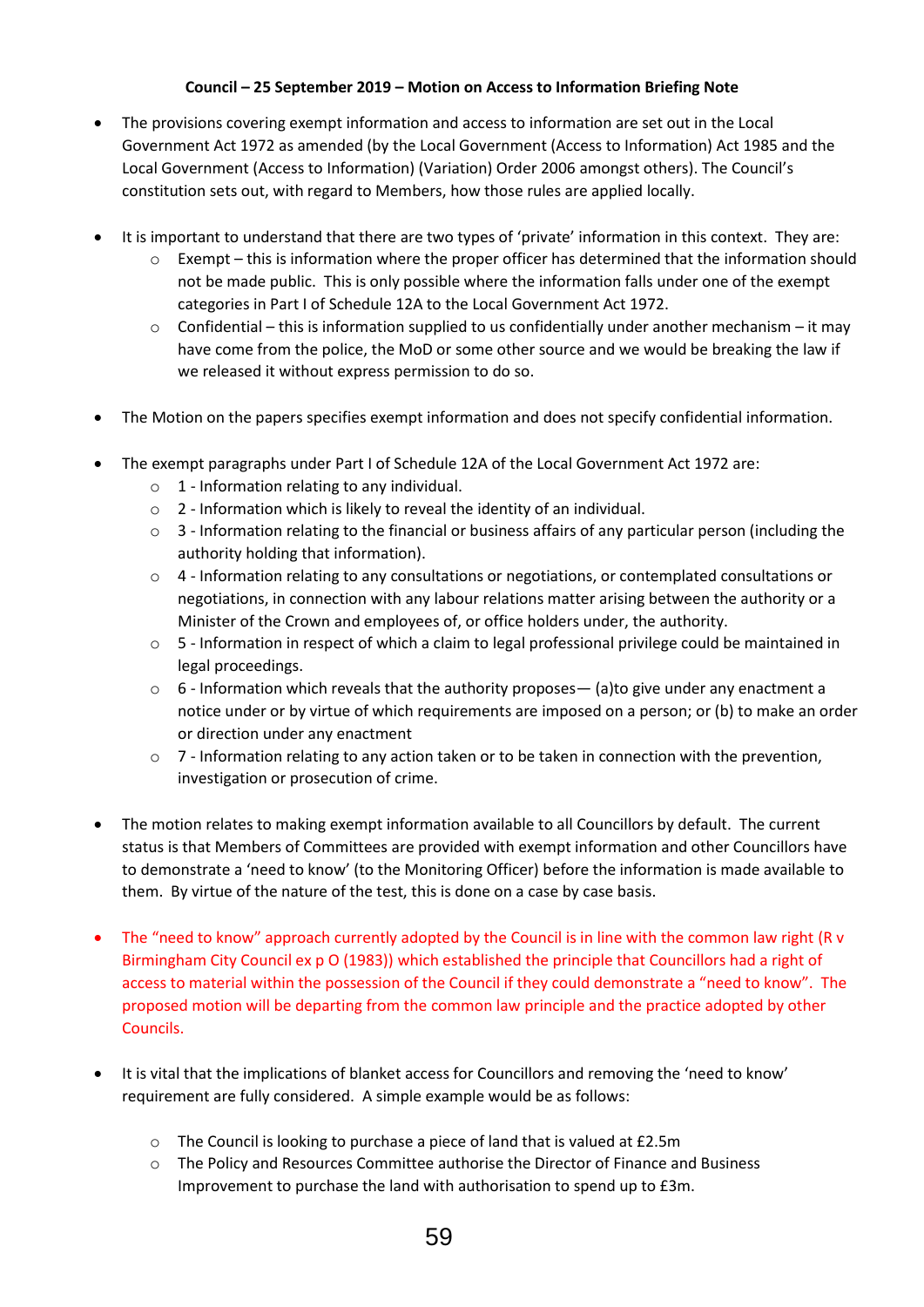**Council – 25 September 2019 – Motion on Access to Information Briefing Note**

- The provisions covering exempt information and access to information are set out in the Local Government Act 1972 as amended (by the Local Government (Access to Information) Act 1985 and the Local Government (Access to Information) (Variation) Order 2006 amongst others). The Council's constitution sets out, with regard to Members, how those rules are applied locally.

- It is important to understand that there are two types of 'private' information in this context. They are:
  - Exempt – this is information where the proper officer has determined that the information should not be made public. This is only possible where the information falls under one of the exempt categories in Part I of Schedule 12A to the Local Government Act 1972.
  - Confidential – this is information supplied to us confidentially under another mechanism – it may have come from the police, the MoD or some other source and we would be breaking the law if we released it without express permission to do so.

- The Motion on the papers specifies exempt information and does not specify confidential information.

- The exempt paragraphs under Part I of Schedule 12A of the Local Government Act 1972 are:
  - 1 - Information relating to any individual.
  - 2 - Information which is likely to reveal the identity of an individual.
  - 3 - Information relating to the financial or business affairs of any particular person (including the authority holding that information).
  - 4 - Information relating to any consultations or negotiations, or contemplated consultations or negotiations, in connection with any labour relations matter arising between the authority or a Minister of the Crown and employees of, or office holders under, the authority.
  - 5 - Information in respect of which a claim to legal professional privilege could be maintained in legal proceedings.
  - 6 - Information which reveals that the authority proposes— (a)to give under any enactment a notice under or by virtue of which requirements are imposed on a person; or (b) to make an order or direction under any enactment
  - 7 - Information relating to any action taken or to be taken in connection with the prevention, investigation or prosecution of crime.

- The motion relates to making exempt information available to all Councillors by default. The current status is that Members of Committees are provided with exempt information and other Councillors have to demonstrate a 'need to know' (to the Monitoring Officer) before the information is made available to them. By virtue of the nature of the test, this is done on a case by case basis.

- The "need to know" approach currently adopted by the Council is in line with the common law right (R v Birmingham City Council ex p O (1983)) which established the principle that Councillors had a right of access to material within the possession of the Council if they could demonstrate a "need to know". The proposed motion will be departing from the common law principle and the practice adopted by other Councils.

- It is vital that the implications of blanket access for Councillors and removing the 'need to know' requirement are fully considered. A simple example would be as follows:

  - The Council is looking to purchase a piece of land that is valued at £2.5m
  - The Policy and Resources Committee authorise the Director of Finance and Business Improvement to purchase the land with authorisation to spend up to £3m.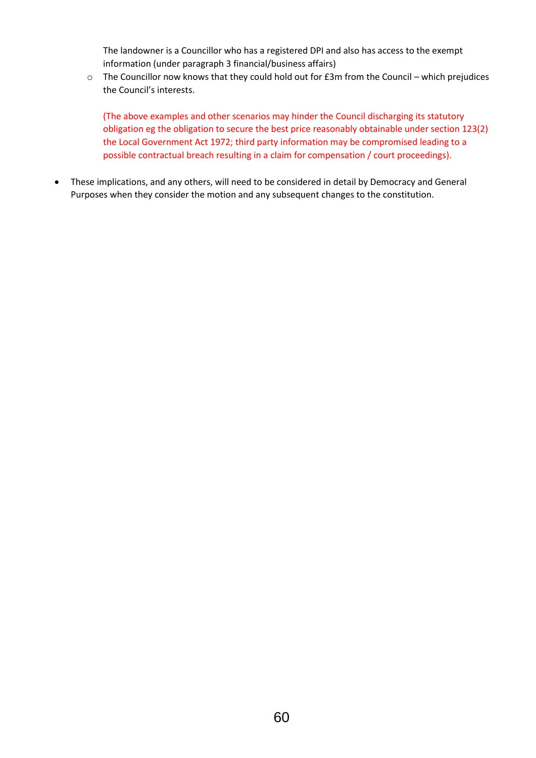The landowner is a Councillor who has a registered DPI and also has access to the exempt information (under paragraph 3 financial/business affairs)

  - The Councillor now knows that they could hold out for £3m from the Council – which prejudices the Council's interests.

  (The above examples and other scenarios may hinder the Council discharging its statutory obligation eg the obligation to secure the best price reasonably obtainable under section 123(2) the Local Government Act 1972; third party information may be compromised leading to a possible contractual breach resulting in a claim for compensation / court proceedings).

- These implications, and any others, will need to be considered in detail by Democracy and General Purposes when they consider the motion and any subsequent changes to the constitution.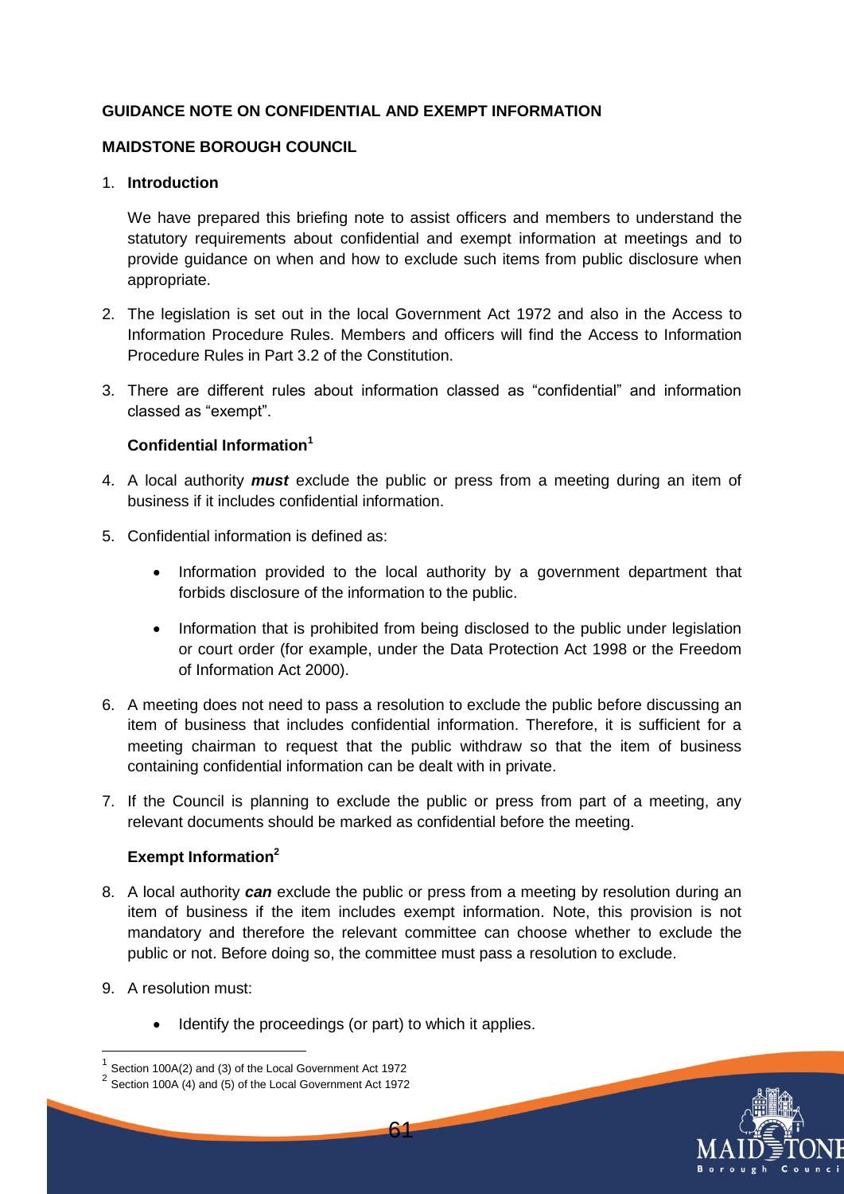**GUIDANCE NOTE ON CONFIDENTIAL AND EXEMPT INFORMATION**

**MAIDSTONE BOROUGH COUNCIL**

1. **Introduction**

   We have prepared this briefing note to assist officers and members to understand the statutory requirements about confidential and exempt information at meetings and to provide guidance on when and how to exclude such items from public disclosure when appropriate.

2. The legislation is set out in the local Government Act 1972 and also in the Access to Information Procedure Rules. Members and officers will find the Access to Information Procedure Rules in Part 3.2 of the Constitution.

3. There are different rules about information classed as "confidential" and information classed as "exempt".

   **Confidential Information**[1]

4. A local authority ***must*** exclude the public or press from a meeting during an item of business if it includes confidential information.

5. Confidential information is defined as:

   - Information provided to the local authority by a government department that forbids disclosure of the information to the public.
   - Information that is prohibited from being disclosed to the public under legislation or court order (for example, under the Data Protection Act 1998 or the Freedom of Information Act 2000).

6. A meeting does not need to pass a resolution to exclude the public before discussing an item of business that includes confidential information. Therefore, it is sufficient for a meeting chairman to request that the public withdraw so that the item of business containing confidential information can be dealt with in private.

7. If the Council is planning to exclude the public or press from part of a meeting, any relevant documents should be marked as confidential before the meeting.

   **Exempt Information**[2]

8. A local authority ***can*** exclude the public or press from a meeting by resolution during an item of business if the item includes exempt information. Note, this provision is not mandatory and therefore the relevant committee can choose whether to exclude the public or not. Before doing so, the committee must pass a resolution to exclude.

9. A resolution must:

   - Identify the proceedings (or part) to which it applies.

---

[1] Section 100A(2) and (3) of the Local Government Act 1972

[2] Section 100A (4) and (5) of the Local Government Act 1972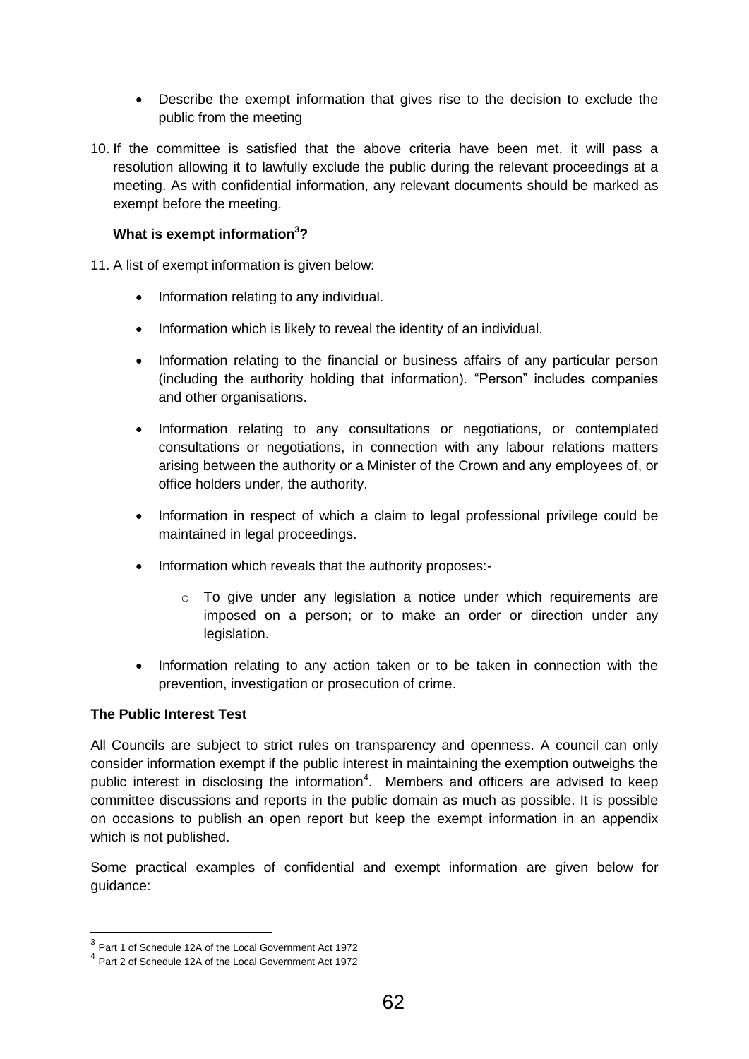- Describe the exempt information that gives rise to the decision to exclude the public from the meeting

10. If the committee is satisfied that the above criteria have been met, it will pass a resolution allowing it to lawfully exclude the public during the relevant proceedings at a meeting. As with confidential information, any relevant documents should be marked as exempt before the meeting.

**What is exempt information[3]?**

11. A list of exempt information is given below:

    - Information relating to any individual.
    - Information which is likely to reveal the identity of an individual.
    - Information relating to the financial or business affairs of any particular person (including the authority holding that information). "Person" includes companies and other organisations.
    - Information relating to any consultations or negotiations, or contemplated consultations or negotiations, in connection with any labour relations matters arising between the authority or a Minister of the Crown and any employees of, or office holders under, the authority.
    - Information in respect of which a claim to legal professional privilege could be maintained in legal proceedings.
    - Information which reveals that the authority proposes:-
        - To give under any legislation a notice under which requirements are imposed on a person; or to make an order or direction under any legislation.
    - Information relating to any action taken or to be taken in connection with the prevention, investigation or prosecution of crime.

**The Public Interest Test**

All Councils are subject to strict rules on transparency and openness. A council can only consider information exempt if the public interest in maintaining the exemption outweighs the public interest in disclosing the information[4]. Members and officers are advised to keep committee discussions and reports in the public domain as much as possible. It is possible on occasions to publish an open report but keep the exempt information in an appendix which is not published.

Some practical examples of confidential and exempt information are given below for guidance:

---

[3] Part 1 of Schedule 12A of the Local Government Act 1972

[4] Part 2 of Schedule 12A of the Local Government Act 1972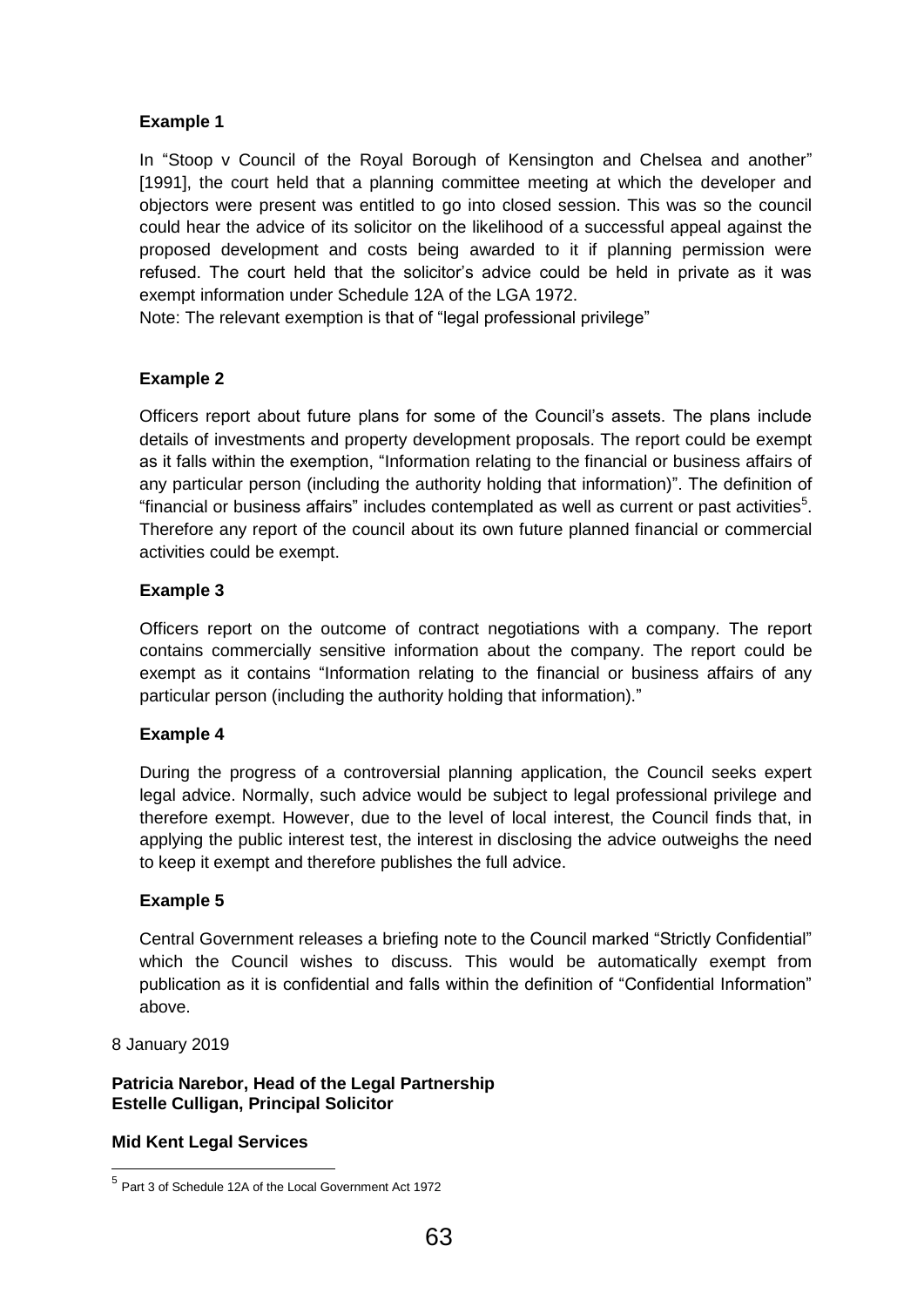**Example 1**

In "Stoop v Council of the Royal Borough of Kensington and Chelsea and another" [1991], the court held that a planning committee meeting at which the developer and objectors were present was entitled to go into closed session. This was so the council could hear the advice of its solicitor on the likelihood of a successful appeal against the proposed development and costs being awarded to it if planning permission were refused. The court held that the solicitor's advice could be held in private as it was exempt information under Schedule 12A of the LGA 1972.

Note: The relevant exemption is that of "legal professional privilege"

**Example 2**

Officers report about future plans for some of the Council's assets. The plans include details of investments and property development proposals. The report could be exempt as it falls within the exemption, "Information relating to the financial or business affairs of any particular person (including the authority holding that information)". The definition of "financial or business affairs" includes contemplated as well as current or past activities[5]. Therefore any report of the council about its own future planned financial or commercial activities could be exempt.

**Example 3**

Officers report on the outcome of contract negotiations with a company. The report contains commercially sensitive information about the company. The report could be exempt as it contains "Information relating to the financial or business affairs of any particular person (including the authority holding that information)."

**Example 4**

During the progress of a controversial planning application, the Council seeks expert legal advice. Normally, such advice would be subject to legal professional privilege and therefore exempt. However, due to the level of local interest, the Council finds that, in applying the public interest test, the interest in disclosing the advice outweighs the need to keep it exempt and therefore publishes the full advice.

**Example 5**

Central Government releases a briefing note to the Council marked "Strictly Confidential" which the Council wishes to discuss. This would be automatically exempt from publication as it is confidential and falls within the definition of "Confidential Information" above.

8 January 2019

**Patricia Narebor, Head of the Legal Partnership**
**Estelle Culligan, Principal Solicitor**

**Mid Kent Legal Services**

---

[5] Part 3 of Schedule 12A of the Local Government Act 1972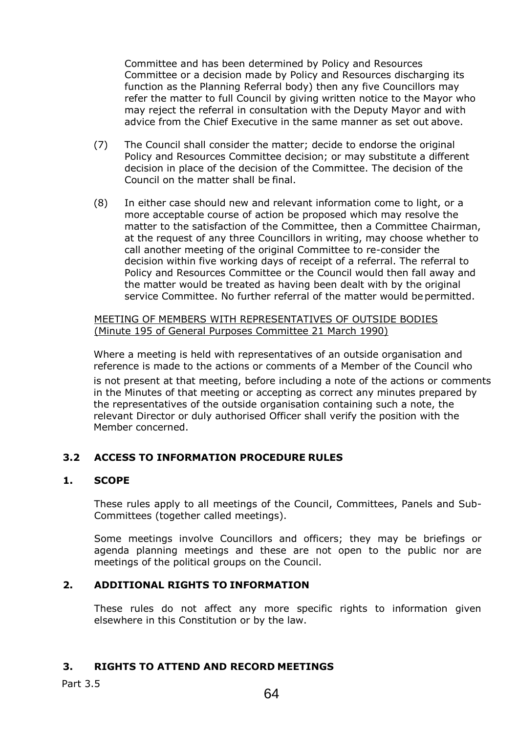Committee and has been determined by Policy and Resources Committee or a decision made by Policy and Resources discharging its function as the Planning Referral body) then any five Councillors may refer the matter to full Council by giving written notice to the Mayor who may reject the referral in consultation with the Deputy Mayor and with advice from the Chief Executive in the same manner as set out above.

(7) The Council shall consider the matter; decide to endorse the original Policy and Resources Committee decision; or may substitute a different decision in place of the decision of the Committee. The decision of the Council on the matter shall be final.

(8) In either case should new and relevant information come to light, or a more acceptable course of action be proposed which may resolve the matter to the satisfaction of the Committee, then a Committee Chairman, at the request of any three Councillors in writing, may choose whether to call another meeting of the original Committee to re-consider the decision within five working days of receipt of a referral. The referral to Policy and Resources Committee or the Council would then fall away and the matter would be treated as having been dealt with by the original service Committee. No further referral of the matter would be permitted.

MEETING OF MEMBERS WITH REPRESENTATIVES OF OUTSIDE BODIES (Minute 195 of General Purposes Committee 21 March 1990)

Where a meeting is held with representatives of an outside organisation and reference is made to the actions or comments of a Member of the Council who is not present at that meeting, before including a note of the actions or comments in the Minutes of that meeting or accepting as correct any minutes prepared by the representatives of the outside organisation containing such a note, the relevant Director or duly authorised Officer shall verify the position with the Member concerned.

## 3.2 ACCESS TO INFORMATION PROCEDURE RULES

### 1. SCOPE

These rules apply to all meetings of the Council, Committees, Panels and Sub-Committees (together called meetings).

Some meetings involve Councillors and officers; they may be briefings or agenda planning meetings and these are not open to the public nor are meetings of the political groups on the Council.

### 2. ADDITIONAL RIGHTS TO INFORMATION

These rules do not affect any more specific rights to information given elsewhere in this Constitution or by the law.

### 3. RIGHTS TO ATTEND AND RECORD MEETINGS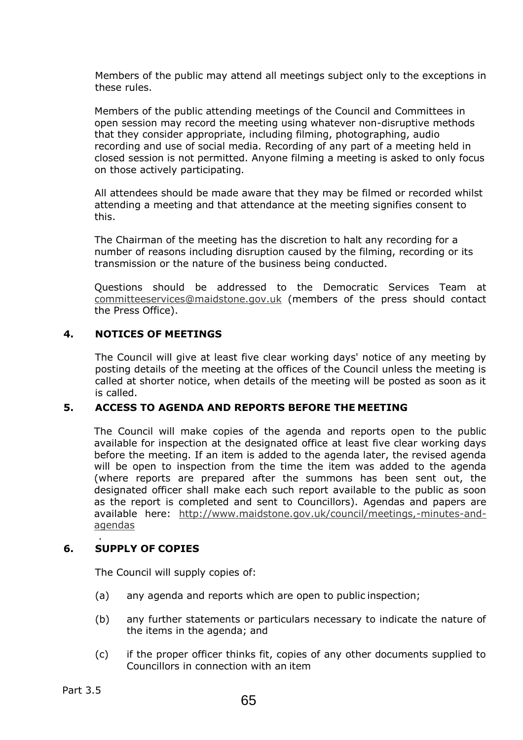Members of the public may attend all meetings subject only to the exceptions in these rules.

Members of the public attending meetings of the Council and Committees in open session may record the meeting using whatever non-disruptive methods that they consider appropriate, including filming, photographing, audio recording and use of social media. Recording of any part of a meeting held in closed session is not permitted. Anyone filming a meeting is asked to only focus on those actively participating.

All attendees should be made aware that they may be filmed or recorded whilst attending a meeting and that attendance at the meeting signifies consent to this.

The Chairman of the meeting has the discretion to halt any recording for a number of reasons including disruption caused by the filming, recording or its transmission or the nature of the business being conducted.

Questions should be addressed to the Democratic Services Team at committeeservices@maidstone.gov.uk (members of the press should contact the Press Office).

## 4. NOTICES OF MEETINGS

The Council will give at least five clear working days' notice of any meeting by posting details of the meeting at the offices of the Council unless the meeting is called at shorter notice, when details of the meeting will be posted as soon as it is called.

## 5. ACCESS TO AGENDA AND REPORTS BEFORE THE MEETING

The Council will make copies of the agenda and reports open to the public available for inspection at the designated office at least five clear working days before the meeting. If an item is added to the agenda later, the revised agenda will be open to inspection from the time the item was added to the agenda (where reports are prepared after the summons has been sent out, the designated officer shall make each such report available to the public as soon as the report is completed and sent to Councillors). Agendas and papers are available here: http://www.maidstone.gov.uk/council/meetings,-minutes-and-agendas

.

## 6. SUPPLY OF COPIES

The Council will supply copies of:

(a) any agenda and reports which are open to public inspection;

(b) any further statements or particulars necessary to indicate the nature of the items in the agenda; and

(c) if the proper officer thinks fit, copies of any other documents supplied to Councillors in connection with an item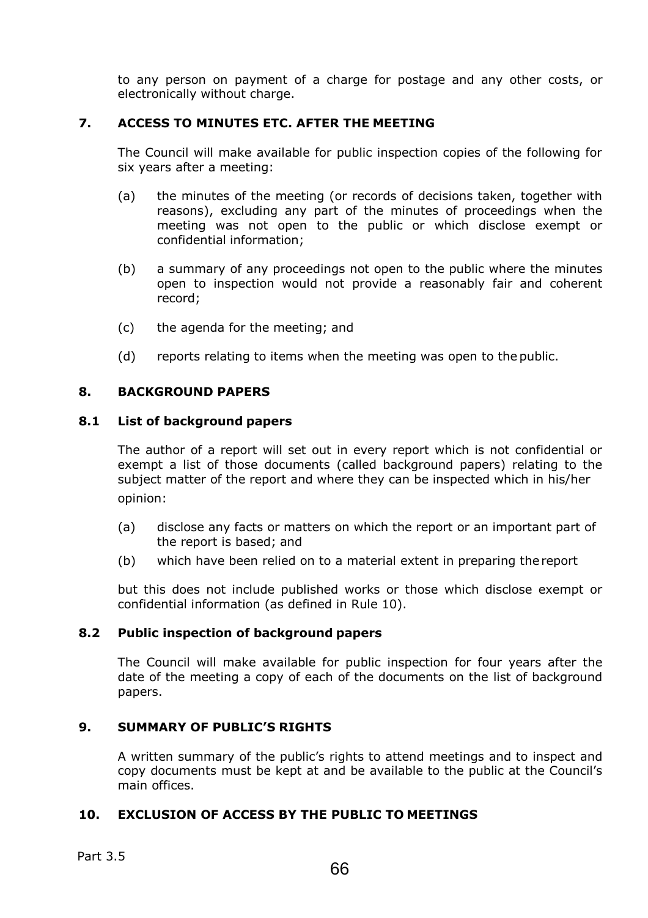to any person on payment of a charge for postage and any other costs, or electronically without charge.

## 7. ACCESS TO MINUTES ETC. AFTER THE MEETING

The Council will make available for public inspection copies of the following for six years after a meeting:

(a) the minutes of the meeting (or records of decisions taken, together with reasons), excluding any part of the minutes of proceedings when the meeting was not open to the public or which disclose exempt or confidential information;

(b) a summary of any proceedings not open to the public where the minutes open to inspection would not provide a reasonably fair and coherent record;

(c) the agenda for the meeting; and

(d) reports relating to items when the meeting was open to the public.

## 8. BACKGROUND PAPERS

### 8.1 List of background papers

The author of a report will set out in every report which is not confidential or exempt a list of those documents (called background papers) relating to the subject matter of the report and where they can be inspected which in his/her opinion:

(a) disclose any facts or matters on which the report or an important part of the report is based; and

(b) which have been relied on to a material extent in preparing the report

but this does not include published works or those which disclose exempt or confidential information (as defined in Rule 10).

### 8.2 Public inspection of background papers

The Council will make available for public inspection for four years after the date of the meeting a copy of each of the documents on the list of background papers.

## 9. SUMMARY OF PUBLIC'S RIGHTS

A written summary of the public's rights to attend meetings and to inspect and copy documents must be kept at and be available to the public at the Council's main offices.

## 10. EXCLUSION OF ACCESS BY THE PUBLIC TO MEETINGS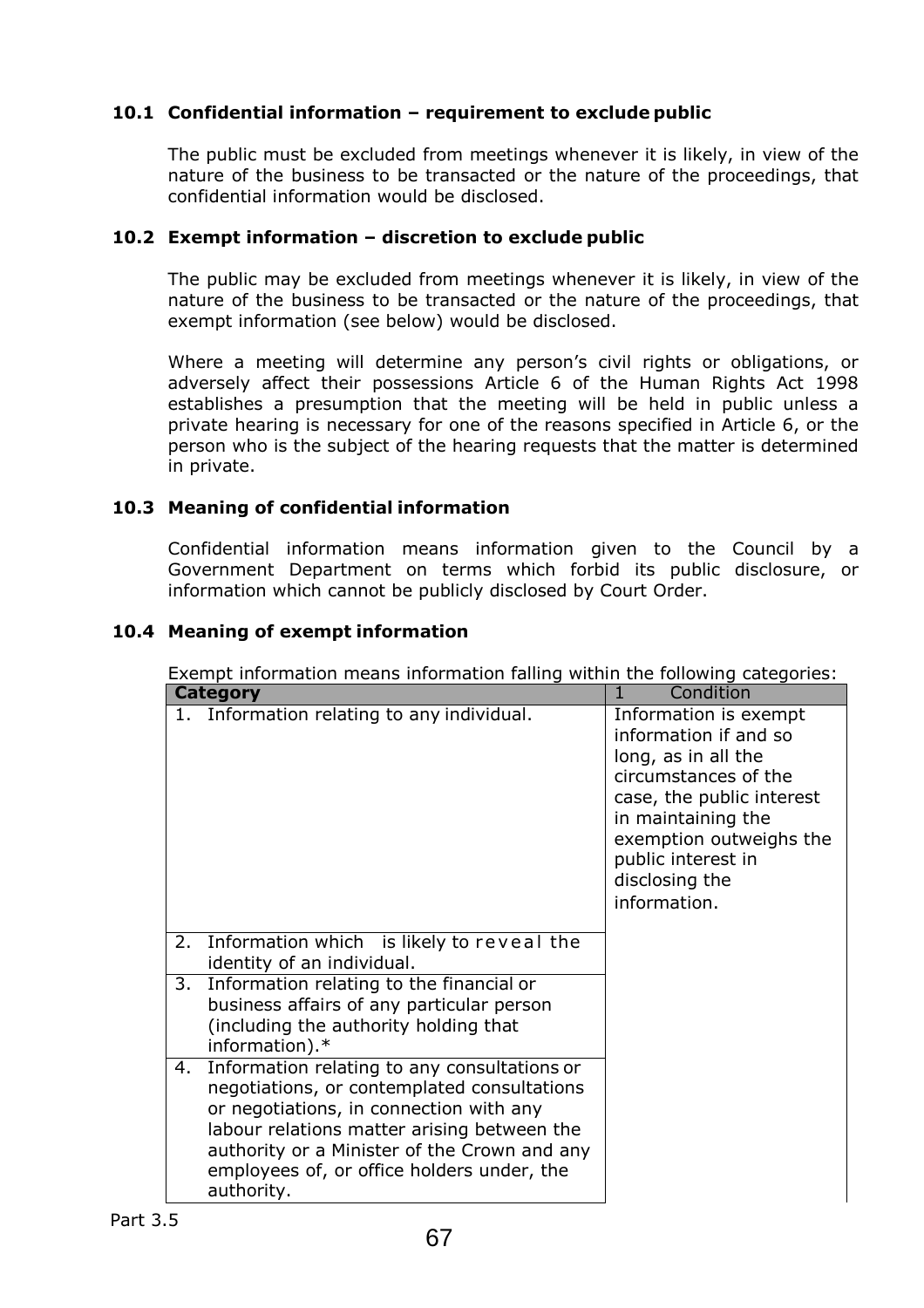### 10.1 Confidential information – requirement to exclude public

The public must be excluded from meetings whenever it is likely, in view of the nature of the business to be transacted or the nature of the proceedings, that confidential information would be disclosed.

### 10.2 Exempt information – discretion to exclude public

The public may be excluded from meetings whenever it is likely, in view of the nature of the business to be transacted or the nature of the proceedings, that exempt information (see below) would be disclosed.

Where a meeting will determine any person's civil rights or obligations, or adversely affect their possessions Article 6 of the Human Rights Act 1998 establishes a presumption that the meeting will be held in public unless a private hearing is necessary for one of the reasons specified in Article 6, or the person who is the subject of the hearing requests that the matter is determined in private.

### 10.3 Meaning of confidential information

Confidential information means information given to the Council by a Government Department on terms which forbid its public disclosure, or information which cannot be publicly disclosed by Court Order.

### 10.4 Meaning of exempt information

Exempt information means information falling within the following categories:

| Category | 1 Condition |
|---|---|
| 1. Information relating to any individual. | Information is exempt information if and so long, as in all the circumstances of the case, the public interest in maintaining the exemption outweighs the public interest in disclosing the information. |
| 2. Information which is likely to reveal the identity of an individual. | |
| 3. Information relating to the financial or business affairs of any particular person (including the authority holding that information).* | |
| 4. Information relating to any consultations or negotiations, or contemplated consultations or negotiations, in connection with any labour relations matter arising between the authority or a Minister of the Crown and any employees of, or office holders under, the authority. | |

Part 3.5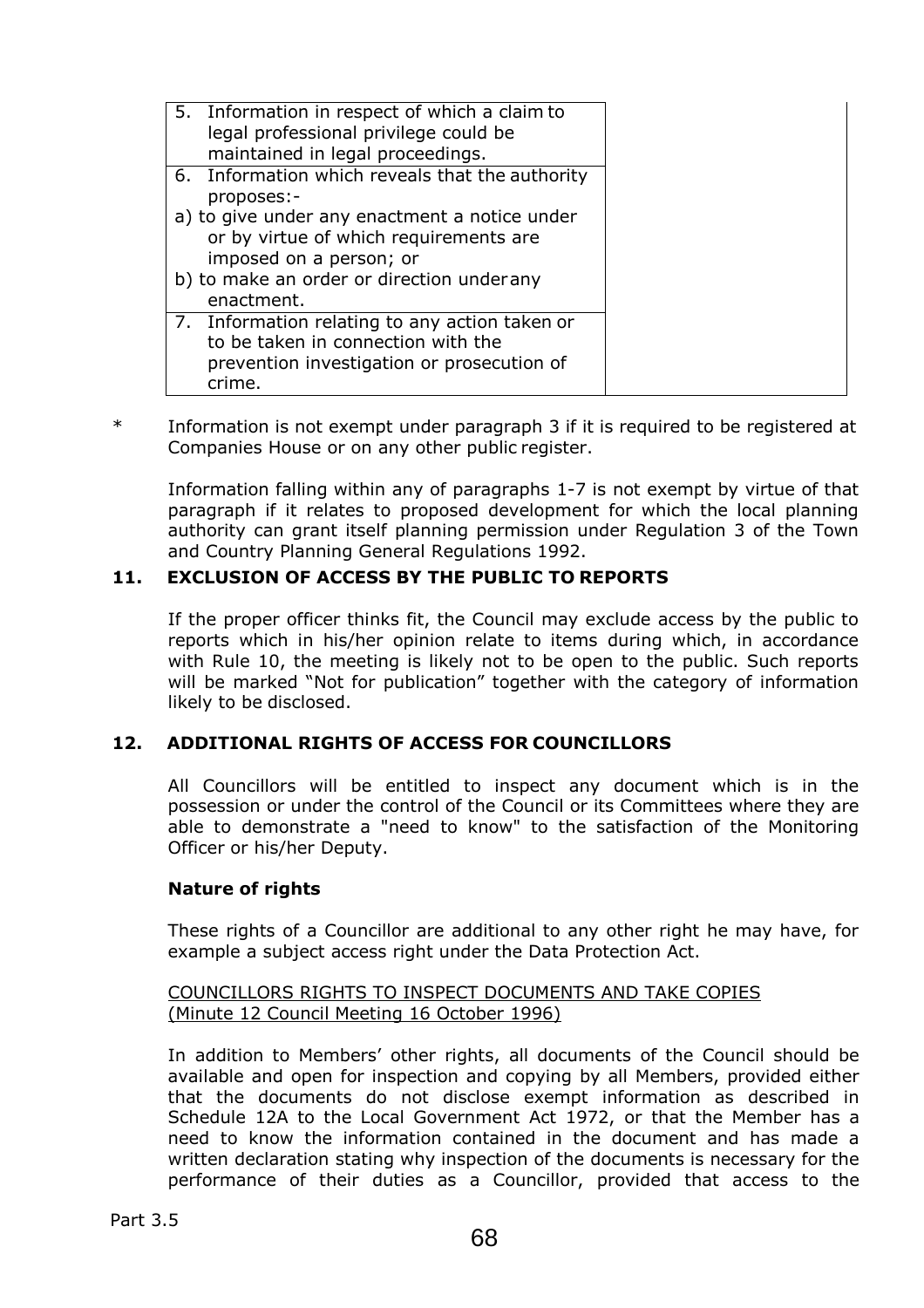| | |
|---|---|
| 5. Information in respect of which a claim to legal professional privilege could be maintained in legal proceedings. | |
| 6. Information which reveals that the authority proposes:-<br>a) to give under any enactment a notice under or by virtue of which requirements are imposed on a person; or<br>b) to make an order or direction under any enactment. | |
| 7. Information relating to any action taken or to be taken in connection with the prevention investigation or prosecution of crime. | |

\* Information is not exempt under paragraph 3 if it is required to be registered at Companies House or on any other public register.

Information falling within any of paragraphs 1-7 is not exempt by virtue of that paragraph if it relates to proposed development for which the local planning authority can grant itself planning permission under Regulation 3 of the Town and Country Planning General Regulations 1992.

## 11. EXCLUSION OF ACCESS BY THE PUBLIC TO REPORTS

If the proper officer thinks fit, the Council may exclude access by the public to reports which in his/her opinion relate to items during which, in accordance with Rule 10, the meeting is likely not to be open to the public. Such reports will be marked "Not for publication" together with the category of information likely to be disclosed.

## 12. ADDITIONAL RIGHTS OF ACCESS FOR COUNCILLORS

All Councillors will be entitled to inspect any document which is in the possession or under the control of the Council or its Committees where they are able to demonstrate a "need to know" to the satisfaction of the Monitoring Officer or his/her Deputy.

**Nature of rights**

These rights of a Councillor are additional to any other right he may have, for example a subject access right under the Data Protection Act.

COUNCILLORS RIGHTS TO INSPECT DOCUMENTS AND TAKE COPIES
(Minute 12 Council Meeting 16 October 1996)

In addition to Members' other rights, all documents of the Council should be available and open for inspection and copying by all Members, provided either that the documents do not disclose exempt information as described in Schedule 12A to the Local Government Act 1972, or that the Member has a need to know the information contained in the document and has made a written declaration stating why inspection of the documents is necessary for the performance of their duties as a Councillor, provided that access to the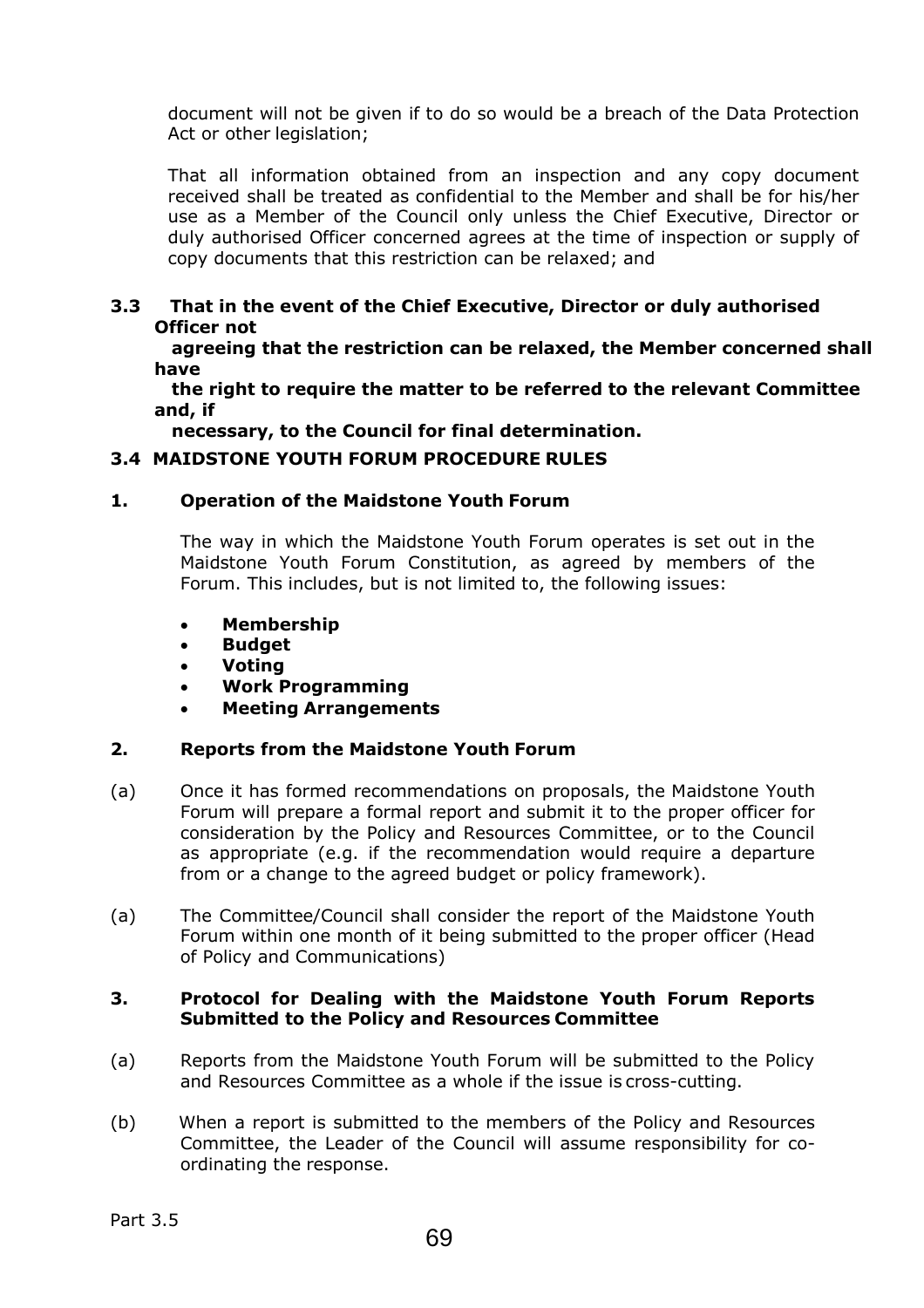document will not be given if to do so would be a breach of the Data Protection Act or other legislation;

That all information obtained from an inspection and any copy document received shall be treated as confidential to the Member and shall be for his/her use as a Member of the Council only unless the Chief Executive, Director or duly authorised Officer concerned agrees at the time of inspection or supply of copy documents that this restriction can be relaxed; and

**3.3 That in the event of the Chief Executive, Director or duly authorised Officer not agreeing that the restriction can be relaxed, the Member concerned shall have the right to require the matter to be referred to the relevant Committee and, if necessary, to the Council for final determination.**

## 3.4 MAIDSTONE YOUTH FORUM PROCEDURE RULES

### 1. Operation of the Maidstone Youth Forum

The way in which the Maidstone Youth Forum operates is set out in the Maidstone Youth Forum Constitution, as agreed by members of the Forum. This includes, but is not limited to, the following issues:

- **Membership**
- **Budget**
- **Voting**
- **Work Programming**
- **Meeting Arrangements**

### 2. Reports from the Maidstone Youth Forum

(a) Once it has formed recommendations on proposals, the Maidstone Youth Forum will prepare a formal report and submit it to the proper officer for consideration by the Policy and Resources Committee, or to the Council as appropriate (e.g. if the recommendation would require a departure from or a change to the agreed budget or policy framework).

(a) The Committee/Council shall consider the report of the Maidstone Youth Forum within one month of it being submitted to the proper officer (Head of Policy and Communications)

### 3. Protocol for Dealing with the Maidstone Youth Forum Reports Submitted to the Policy and Resources Committee

(a) Reports from the Maidstone Youth Forum will be submitted to the Policy and Resources Committee as a whole if the issue is cross-cutting.

(b) When a report is submitted to the members of the Policy and Resources Committee, the Leader of the Council will assume responsibility for co-ordinating the response.

Part 3.5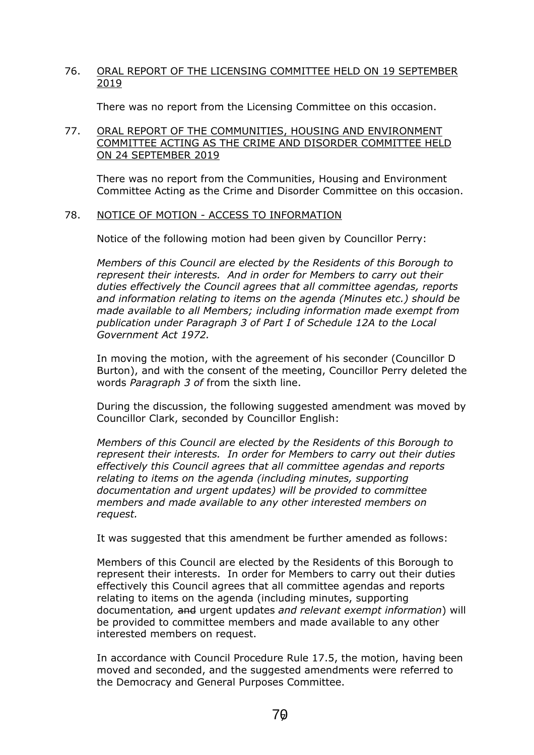76. ORAL REPORT OF THE LICENSING COMMITTEE HELD ON 19 SEPTEMBER 2019

There was no report from the Licensing Committee on this occasion.

77. ORAL REPORT OF THE COMMUNITIES, HOUSING AND ENVIRONMENT COMMITTEE ACTING AS THE CRIME AND DISORDER COMMITTEE HELD ON 24 SEPTEMBER 2019

There was no report from the Communities, Housing and Environment Committee Acting as the Crime and Disorder Committee on this occasion.

78. NOTICE OF MOTION - ACCESS TO INFORMATION

Notice of the following motion had been given by Councillor Perry:

*Members of this Council are elected by the Residents of this Borough to represent their interests. And in order for Members to carry out their duties effectively the Council agrees that all committee agendas, reports and information relating to items on the agenda (Minutes etc.) should be made available to all Members; including information made exempt from publication under Paragraph 3 of Part I of Schedule 12A to the Local Government Act 1972.*

In moving the motion, with the agreement of his seconder (Councillor D Burton), and with the consent of the meeting, Councillor Perry deleted the words *Paragraph 3 of* from the sixth line.

During the discussion, the following suggested amendment was moved by Councillor Clark, seconded by Councillor English:

*Members of this Council are elected by the Residents of this Borough to represent their interests. In order for Members to carry out their duties effectively this Council agrees that all committee agendas and reports relating to items on the agenda (including minutes, supporting documentation and urgent updates) will be provided to committee members and made available to any other interested members on request.*

It was suggested that this amendment be further amended as follows:

Members of this Council are elected by the Residents of this Borough to represent their interests. In order for Members to carry out their duties effectively this Council agrees that all committee agendas and reports relating to items on the agenda (including minutes, supporting documentation*,* ~~and~~ urgent updates *and relevant exempt information*) will be provided to committee members and made available to any other interested members on request.

In accordance with Council Procedure Rule 17.5, the motion, having been moved and seconded, and the suggested amendments were referred to the Democracy and General Purposes Committee.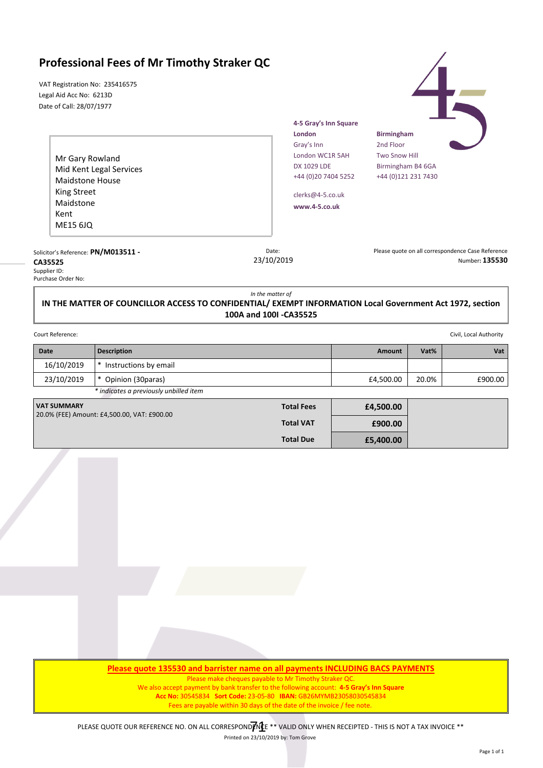# Professional Fees of Mr Timothy Straker QC

VAT Registration No: 235416575
Legal Aid Acc No: 6213D
Date of Call: 28/07/1977

**4-5 Gray's Inn Square**

**London**
Gray's Inn
London WC1R 5AH
DX 1029 LDE
+44 (0)20 7404 5252

**Birmingham**
2nd Floor
Two Snow Hill
Birmingham B4 6GA
+44 (0)121 231 7430

clerks@4-5.co.uk
**www.4-5.co.uk**

Mr Gary Rowland
Mid Kent Legal Services
Maidstone House
King Street
Maidstone
Kent
ME15 6JQ

Solicitor's Reference: **PN/M013511 - CA35525**
Supplier ID:
Purchase Order No:

Date:
23/10/2019

Please quote on all correspondence Case Reference Number: **135530**

*In the matter of*

**IN THE MATTER OF COUNCILLOR ACCESS TO CONFIDENTIAL/ EXEMPT INFORMATION Local Government Act 1972, section 100A and 100I -CA35525**

Court Reference:

Civil, Local Authority

| Date | Description | Amount | Vat% | Vat |
|---|---|---|---|---|
| 16/10/2019 | * Instructions by email | | | |
| 23/10/2019 | * Opinion (30paras) | £4,500.00 | 20.0% | £900.00 |

*\* indicates a previously unbilled item*

| VAT SUMMARY | | |
|---|---|---|
| 20.0% (FEE) Amount: £4,500.00, VAT: £900.00 | **Total Fees** | **£4,500.00** |
| | **Total VAT** | **£900.00** |
| | **Total Due** | **£5,400.00** |

**Please quote 135530 and barrister name on all payments INCLUDING BACS PAYMENTS**
Please make cheques payable to Mr Timothy Straker QC.
We also accept payment by bank transfer to the following account: **4-5 Gray's Inn Square**
**Acc No:** 30545834 **Sort Code:** 23-05-80 **IBAN:** GB26MYMB23058030545834
Fees are payable within 30 days of the date of the invoice / fee note.

PLEASE QUOTE OUR REFERENCE NO. ON ALL CORRESPONDENCE ** VALID ONLY WHEN RECEIPTED - THIS IS NOT A TAX INVOICE **
Printed on 23/10/2019 by: Tom Grove